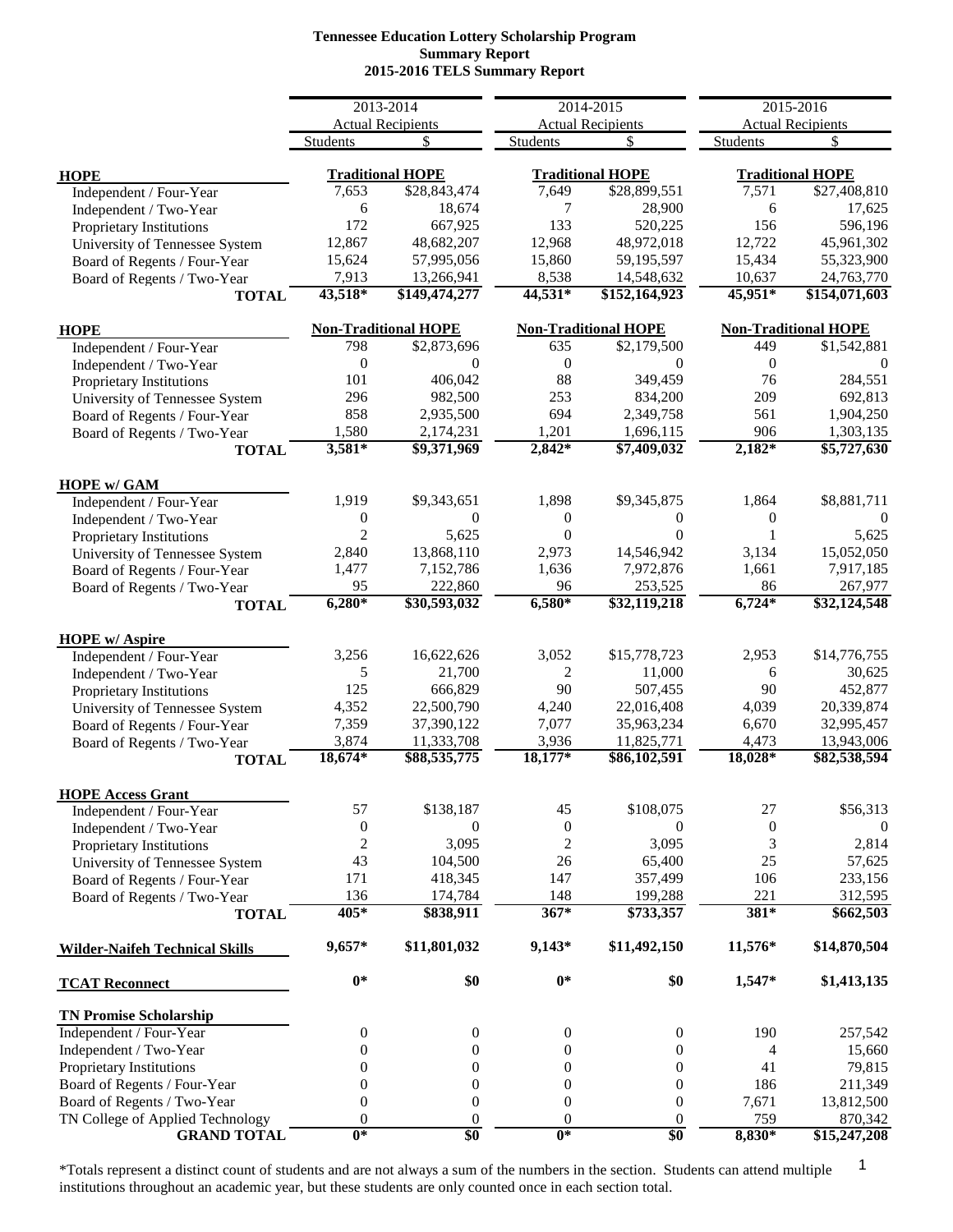**Tennessee Education Lottery Scholarship Program**
**Summary Report**
**2015-2016 TELS Summary Report**

| | 2013-2014 Actual Recipients | | 2014-2015 Actual Recipients | | 2015-2016 Actual Recipients | |
|---|---|---|---|---|---|---|
| | Students | $ | Students | $ | Students | $ |
| **HOPE** | **Traditional HOPE** | | **Traditional HOPE** | | **Traditional HOPE** | |
| Independent / Four-Year | 7,653 | $28,843,474 | 7,649 | $28,899,551 | 7,571 | $27,408,810 |
| Independent / Two-Year | 6 | 18,674 | 7 | 28,900 | 6 | 17,625 |
| Proprietary Institutions | 172 | 667,925 | 133 | 520,225 | 156 | 596,196 |
| University of Tennessee System | 12,867 | 48,682,207 | 12,968 | 48,972,018 | 12,722 | 45,961,302 |
| Board of Regents / Four-Year | 15,624 | 57,995,056 | 15,860 | 59,195,597 | 15,434 | 55,323,900 |
| Board of Regents / Two-Year | 7,913 | 13,266,941 | 8,538 | 14,548,632 | 10,637 | 24,763,770 |
| **TOTAL** | **43,518*** | **$149,474,277** | **44,531*** | **$152,164,923** | **45,951*** | **$154,071,603** |
| **HOPE** | **Non-Traditional HOPE** | | **Non-Traditional HOPE** | | **Non-Traditional HOPE** | |
| Independent / Four-Year | 798 | $2,873,696 | 635 | $2,179,500 | 449 | $1,542,881 |
| Independent / Two-Year | 0 | 0 | 0 | 0 | 0 | 0 |
| Proprietary Institutions | 101 | 406,042 | 88 | 349,459 | 76 | 284,551 |
| University of Tennessee System | 296 | 982,500 | 253 | 834,200 | 209 | 692,813 |
| Board of Regents / Four-Year | 858 | 2,935,500 | 694 | 2,349,758 | 561 | 1,904,250 |
| Board of Regents / Two-Year | 1,580 | 2,174,231 | 1,201 | 1,696,115 | 906 | 1,303,135 |
| **TOTAL** | **3,581*** | **$9,371,969** | **2,842*** | **$7,409,032** | **2,182*** | **$5,727,630** |
| **HOPE w/ GAM** | | | | | | |
| Independent / Four-Year | 1,919 | $9,343,651 | 1,898 | $9,345,875 | 1,864 | $8,881,711 |
| Independent / Two-Year | 0 | 0 | 0 | 0 | 0 | 0 |
| Proprietary Institutions | 2 | 5,625 | 0 | 0 | 1 | 5,625 |
| University of Tennessee System | 2,840 | 13,868,110 | 2,973 | 14,546,942 | 3,134 | 15,052,050 |
| Board of Regents / Four-Year | 1,477 | 7,152,786 | 1,636 | 7,972,876 | 1,661 | 7,917,185 |
| Board of Regents / Two-Year | 95 | 222,860 | 96 | 253,525 | 86 | 267,977 |
| **TOTAL** | **6,280*** | **$30,593,032** | **6,580*** | **$32,119,218** | **6,724*** | **$32,124,548** |
| **HOPE w/ Aspire** | | | | | | |
| Independent / Four-Year | 3,256 | 16,622,626 | 3,052 | $15,778,723 | 2,953 | $14,776,755 |
| Independent / Two-Year | 5 | 21,700 | 2 | 11,000 | 6 | 30,625 |
| Proprietary Institutions | 125 | 666,829 | 90 | 507,455 | 90 | 452,877 |
| University of Tennessee System | 4,352 | 22,500,790 | 4,240 | 22,016,408 | 4,039 | 20,339,874 |
| Board of Regents / Four-Year | 7,359 | 37,390,122 | 7,077 | 35,963,234 | 6,670 | 32,995,457 |
| Board of Regents / Two-Year | 3,874 | 11,333,708 | 3,936 | 11,825,771 | 4,473 | 13,943,006 |
| **TOTAL** | **18,674*** | **$88,535,775** | **18,177*** | **$86,102,591** | **18,028*** | **$82,538,594** |
| **HOPE Access Grant** | | | | | | |
| Independent / Four-Year | 57 | $138,187 | 45 | $108,075 | 27 | $56,313 |
| Independent / Two-Year | 0 | 0 | 0 | 0 | 0 | 0 |
| Proprietary Institutions | 2 | 3,095 | 2 | 3,095 | 3 | 2,814 |
| University of Tennessee System | 43 | 104,500 | 26 | 65,400 | 25 | 57,625 |
| Board of Regents / Four-Year | 171 | 418,345 | 147 | 357,499 | 106 | 233,156 |
| Board of Regents / Two-Year | 136 | 174,784 | 148 | 199,288 | 221 | 312,595 |
| **TOTAL** | **405*** | **$838,911** | **367*** | **$733,357** | **381*** | **$662,503** |
| **Wilder-Naifeh Technical Skills** | **9,657*** | **$11,801,032** | **9,143*** | **$11,492,150** | **11,576*** | **$14,870,504** |
| **TCAT Reconnect** | **0*** | **$0** | **0*** | **$0** | **1,547*** | **$1,413,135** |
| **TN Promise Scholarship** | | | | | | |
| Independent / Four-Year | 0 | 0 | 0 | 0 | 190 | 257,542 |
| Independent / Two-Year | 0 | 0 | 0 | 0 | 4 | 15,660 |
| Proprietary Institutions | 0 | 0 | 0 | 0 | 41 | 79,815 |
| Board of Regents / Four-Year | 0 | 0 | 0 | 0 | 186 | 211,349 |
| Board of Regents / Two-Year | 0 | 0 | 0 | 0 | 7,671 | 13,812,500 |
| TN College of Applied Technology | 0 | 0 | 0 | 0 | 759 | 870,342 |
| **GRAND TOTAL** | **0*** | **$0** | **0*** | **$0** | **8,830*** | **$15,247,208** |

*Totals represent a distinct count of students and are not always a sum of the numbers in the section. Students can attend multiple institutions throughout an academic year, but these students are only counted once in each section total.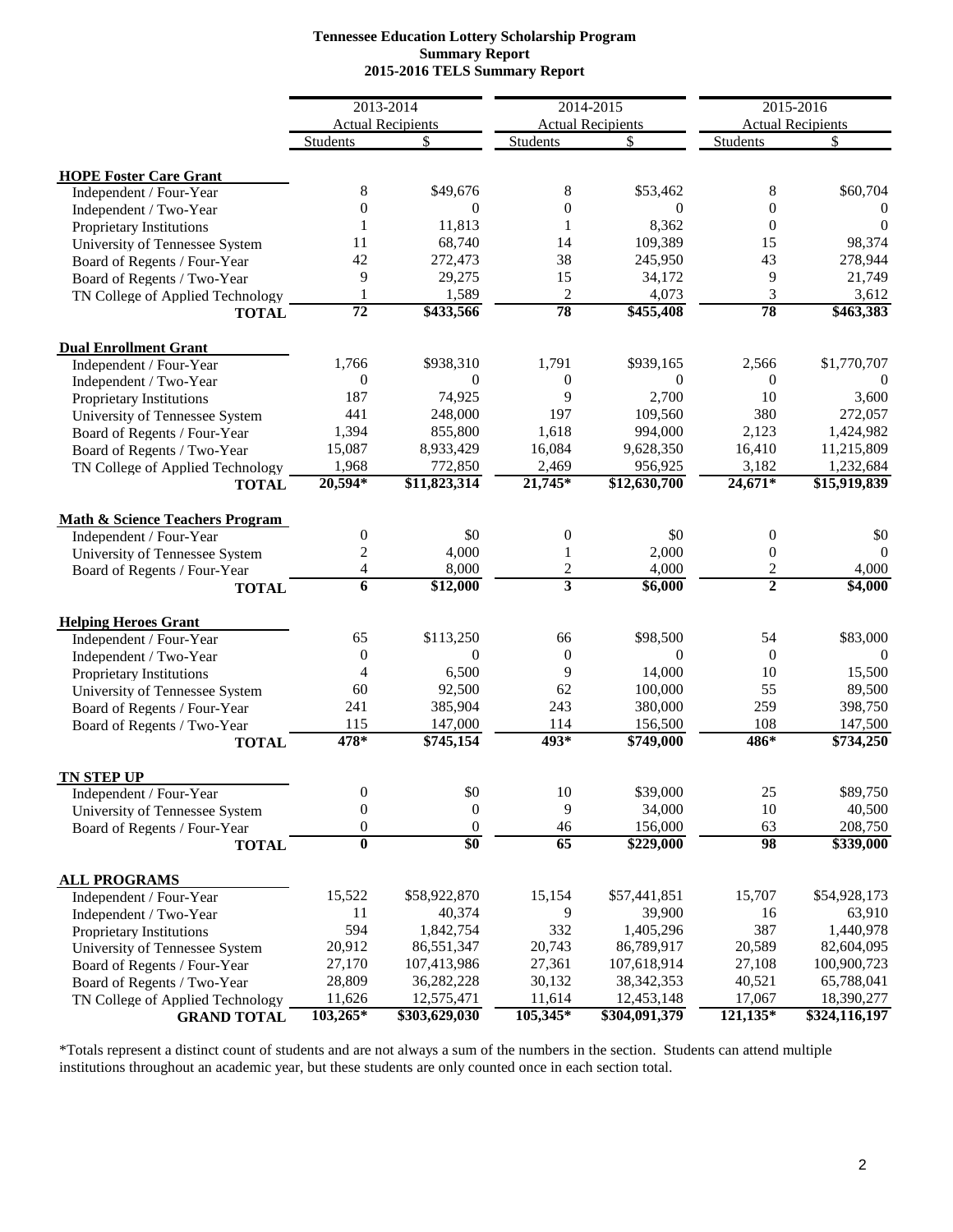**Tennessee Education Lottery Scholarship Program**
**Summary Report**
**2015-2016 TELS Summary Report**

| | 2013-2014 Actual Recipients | | 2014-2015 Actual Recipients | | 2015-2016 Actual Recipients | |
|---|---|---|---|---|---|---|
| | Students | $ | Students | $ | Students | $ |
| **HOPE Foster Care Grant** | | | | | | |
| Independent / Four-Year | 8 | $49,676 | 8 | $53,462 | 8 | $60,704 |
| Independent / Two-Year | 0 | 0 | 0 | 0 | 0 | 0 |
| Proprietary Institutions | 1 | 11,813 | 1 | 8,362 | 0 | 0 |
| University of Tennessee System | 11 | 68,740 | 14 | 109,389 | 15 | 98,374 |
| Board of Regents / Four-Year | 42 | 272,473 | 38 | 245,950 | 43 | 278,944 |
| Board of Regents / Two-Year | 9 | 29,275 | 15 | 34,172 | 9 | 21,749 |
| TN College of Applied Technology | 1 | 1,589 | 2 | 4,073 | 3 | 3,612 |
| **TOTAL** | **72** | **$433,566** | **78** | **$455,408** | **78** | **$463,383** |
| **Dual Enrollment Grant** | | | | | | |
| Independent / Four-Year | 1,766 | $938,310 | 1,791 | $939,165 | 2,566 | $1,770,707 |
| Independent / Two-Year | 0 | 0 | 0 | 0 | 0 | 0 |
| Proprietary Institutions | 187 | 74,925 | 9 | 2,700 | 10 | 3,600 |
| University of Tennessee System | 441 | 248,000 | 197 | 109,560 | 380 | 272,057 |
| Board of Regents / Four-Year | 1,394 | 855,800 | 1,618 | 994,000 | 2,123 | 1,424,982 |
| Board of Regents / Two-Year | 15,087 | 8,933,429 | 16,084 | 9,628,350 | 16,410 | 11,215,809 |
| TN College of Applied Technology | 1,968 | 772,850 | 2,469 | 956,925 | 3,182 | 1,232,684 |
| **TOTAL** | **20,594*** | **$11,823,314** | **21,745*** | **$12,630,700** | **24,671*** | **$15,919,839** |
| **Math & Science Teachers Program** | | | | | | |
| Independent / Four-Year | 0 | $0 | 0 | $0 | 0 | $0 |
| University of Tennessee System | 2 | 4,000 | 1 | 2,000 | 0 | 0 |
| Board of Regents / Four-Year | 4 | 8,000 | 2 | 4,000 | 2 | 4,000 |
| **TOTAL** | **6** | **$12,000** | **3** | **$6,000** | **2** | **$4,000** |
| **Helping Heroes Grant** | | | | | | |
| Independent / Four-Year | 65 | $113,250 | 66 | $98,500 | 54 | $83,000 |
| Independent / Two-Year | 0 | 0 | 0 | 0 | 0 | 0 |
| Proprietary Institutions | 4 | 6,500 | 9 | 14,000 | 10 | 15,500 |
| University of Tennessee System | 60 | 92,500 | 62 | 100,000 | 55 | 89,500 |
| Board of Regents / Four-Year | 241 | 385,904 | 243 | 380,000 | 259 | 398,750 |
| Board of Regents / Two-Year | 115 | 147,000 | 114 | 156,500 | 108 | 147,500 |
| **TOTAL** | **478*** | **$745,154** | **493*** | **$749,000** | **486*** | **$734,250** |
| **TN STEP UP** | | | | | | |
| Independent / Four-Year | 0 | $0 | 10 | $39,000 | 25 | $89,750 |
| University of Tennessee System | 0 | 0 | 9 | 34,000 | 10 | 40,500 |
| Board of Regents / Four-Year | 0 | 0 | 46 | 156,000 | 63 | 208,750 |
| **TOTAL** | **0** | **$0** | **65** | **$229,000** | **98** | **$339,000** |
| **ALL PROGRAMS** | | | | | | |
| Independent / Four-Year | 15,522 | $58,922,870 | 15,154 | $57,441,851 | 15,707 | $54,928,173 |
| Independent / Two-Year | 11 | 40,374 | 9 | 39,900 | 16 | 63,910 |
| Proprietary Institutions | 594 | 1,842,754 | 332 | 1,405,296 | 387 | 1,440,978 |
| University of Tennessee System | 20,912 | 86,551,347 | 20,743 | 86,789,917 | 20,589 | 82,604,095 |
| Board of Regents / Four-Year | 27,170 | 107,413,986 | 27,361 | 107,618,914 | 27,108 | 100,900,723 |
| Board of Regents / Two-Year | 28,809 | 36,282,228 | 30,132 | 38,342,353 | 40,521 | 65,788,041 |
| TN College of Applied Technology | 11,626 | 12,575,471 | 11,614 | 12,453,148 | 17,067 | 18,390,277 |
| **GRAND TOTAL** | **103,265*** | **$303,629,030** | **105,345*** | **$304,091,379** | **121,135*** | **$324,116,197** |

*Totals represent a distinct count of students and are not always a sum of the numbers in the section. Students can attend multiple institutions throughout an academic year, but these students are only counted once in each section total.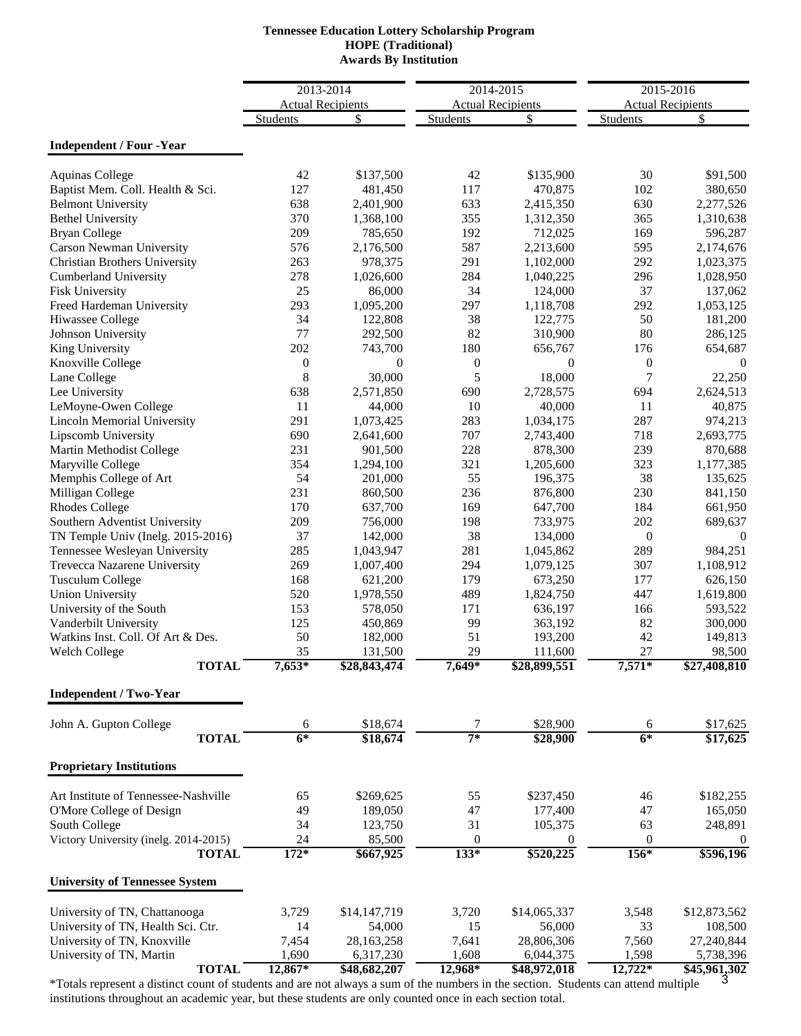**Tennessee Education Lottery Scholarship Program**
**HOPE (Traditional)**
**Awards By Institution**

| | 2013-2014 | | 2014-2015 | | 2015-2016 | |
|---|---|---|---|---|---|---|
| | Actual Recipients | | Actual Recipients | | Actual Recipients | |
| | Students | $ | Students | $ | Students | $ |
| **Independent / Four -Year** | | | | | | |
| Aquinas College | 42 | $137,500 | 42 | $135,900 | 30 | $91,500 |
| Baptist Mem. Coll. Health & Sci. | 127 | 481,450 | 117 | 470,875 | 102 | 380,650 |
| Belmont University | 638 | 2,401,900 | 633 | 2,415,350 | 630 | 2,277,526 |
| Bethel University | 370 | 1,368,100 | 355 | 1,312,350 | 365 | 1,310,638 |
| Bryan College | 209 | 785,650 | 192 | 712,025 | 169 | 596,287 |
| Carson Newman University | 576 | 2,176,500 | 587 | 2,213,600 | 595 | 2,174,676 |
| Christian Brothers University | 263 | 978,375 | 291 | 1,102,000 | 292 | 1,023,375 |
| Cumberland University | 278 | 1,026,600 | 284 | 1,040,225 | 296 | 1,028,950 |
| Fisk University | 25 | 86,000 | 34 | 124,000 | 37 | 137,062 |
| Freed Hardeman University | 293 | 1,095,200 | 297 | 1,118,708 | 292 | 1,053,125 |
| Hiwassee College | 34 | 122,808 | 38 | 122,775 | 50 | 181,200 |
| Johnson University | 77 | 292,500 | 82 | 310,900 | 80 | 286,125 |
| King University | 202 | 743,700 | 180 | 656,767 | 176 | 654,687 |
| Knoxville College | 0 | 0 | 0 | 0 | 0 | 0 |
| Lane College | 8 | 30,000 | 5 | 18,000 | 7 | 22,250 |
| Lee University | 638 | 2,571,850 | 690 | 2,728,575 | 694 | 2,624,513 |
| LeMoyne-Owen College | 11 | 44,000 | 10 | 40,000 | 11 | 40,875 |
| Lincoln Memorial University | 291 | 1,073,425 | 283 | 1,034,175 | 287 | 974,213 |
| Lipscomb University | 690 | 2,641,600 | 707 | 2,743,400 | 718 | 2,693,775 |
| Martin Methodist College | 231 | 901,500 | 228 | 878,300 | 239 | 870,688 |
| Maryville College | 354 | 1,294,100 | 321 | 1,205,600 | 323 | 1,177,385 |
| Memphis College of Art | 54 | 201,000 | 55 | 196,375 | 38 | 135,625 |
| Milligan College | 231 | 860,500 | 236 | 876,800 | 230 | 841,150 |
| Rhodes College | 170 | 637,700 | 169 | 647,700 | 184 | 661,950 |
| Southern Adventist University | 209 | 756,000 | 198 | 733,975 | 202 | 689,637 |
| TN Temple Univ (Inelg. 2015-2016) | 37 | 142,000 | 38 | 134,000 | 0 | 0 |
| Tennessee Wesleyan University | 285 | 1,043,947 | 281 | 1,045,862 | 289 | 984,251 |
| Trevecca Nazarene University | 269 | 1,007,400 | 294 | 1,079,125 | 307 | 1,108,912 |
| Tusculum College | 168 | 621,200 | 179 | 673,250 | 177 | 626,150 |
| Union University | 520 | 1,978,550 | 489 | 1,824,750 | 447 | 1,619,800 |
| University of the South | 153 | 578,050 | 171 | 636,197 | 166 | 593,522 |
| Vanderbilt University | 125 | 450,869 | 99 | 363,192 | 82 | 300,000 |
| Watkins Inst. Coll. Of Art & Des. | 50 | 182,000 | 51 | 193,200 | 42 | 149,813 |
| Welch College | 35 | 131,500 | 29 | 111,600 | 27 | 98,500 |
| **TOTAL** | **7,653*** | **$28,843,474** | **7,649*** | **$28,899,551** | **7,571*** | **$27,408,810** |
| **Independent / Two-Year** | | | | | | |
| John A. Gupton College | 6 | $18,674 | 7 | $28,900 | 6 | $17,625 |
| **TOTAL** | **6*** | **$18,674** | **7*** | **$28,900** | **6*** | **$17,625** |
| **Proprietary Institutions** | | | | | | |
| Art Institute of Tennessee-Nashville | 65 | $269,625 | 55 | $237,450 | 46 | $182,255 |
| O'More College of Design | 49 | 189,050 | 47 | 177,400 | 47 | 165,050 |
| South College | 34 | 123,750 | 31 | 105,375 | 63 | 248,891 |
| Victory University (inelg. 2014-2015) | 24 | 85,500 | 0 | 0 | 0 | 0 |
| **TOTAL** | **172*** | **$667,925** | **133*** | **$520,225** | **156*** | **$596,196** |
| **University of Tennessee System** | | | | | | |
| University of TN, Chattanooga | 3,729 | $14,147,719 | 3,720 | $14,065,337 | 3,548 | $12,873,562 |
| University of TN, Health Sci. Ctr. | 14 | 54,000 | 15 | 56,000 | 33 | 108,500 |
| University of TN, Knoxville | 7,454 | 28,163,258 | 7,641 | 28,806,306 | 7,560 | 27,240,844 |
| University of TN, Martin | 1,690 | 6,317,230 | 1,608 | 6,044,375 | 1,598 | 5,738,396 |
| **TOTAL** | **12,867*** | **$48,682,207** | **12,968*** | **$48,972,018** | **12,722*** | **$45,961,302** |

*Totals represent a distinct count of students and are not always a sum of the numbers in the section. Students can attend multiple institutions throughout an academic year, but these students are only counted once in each section total.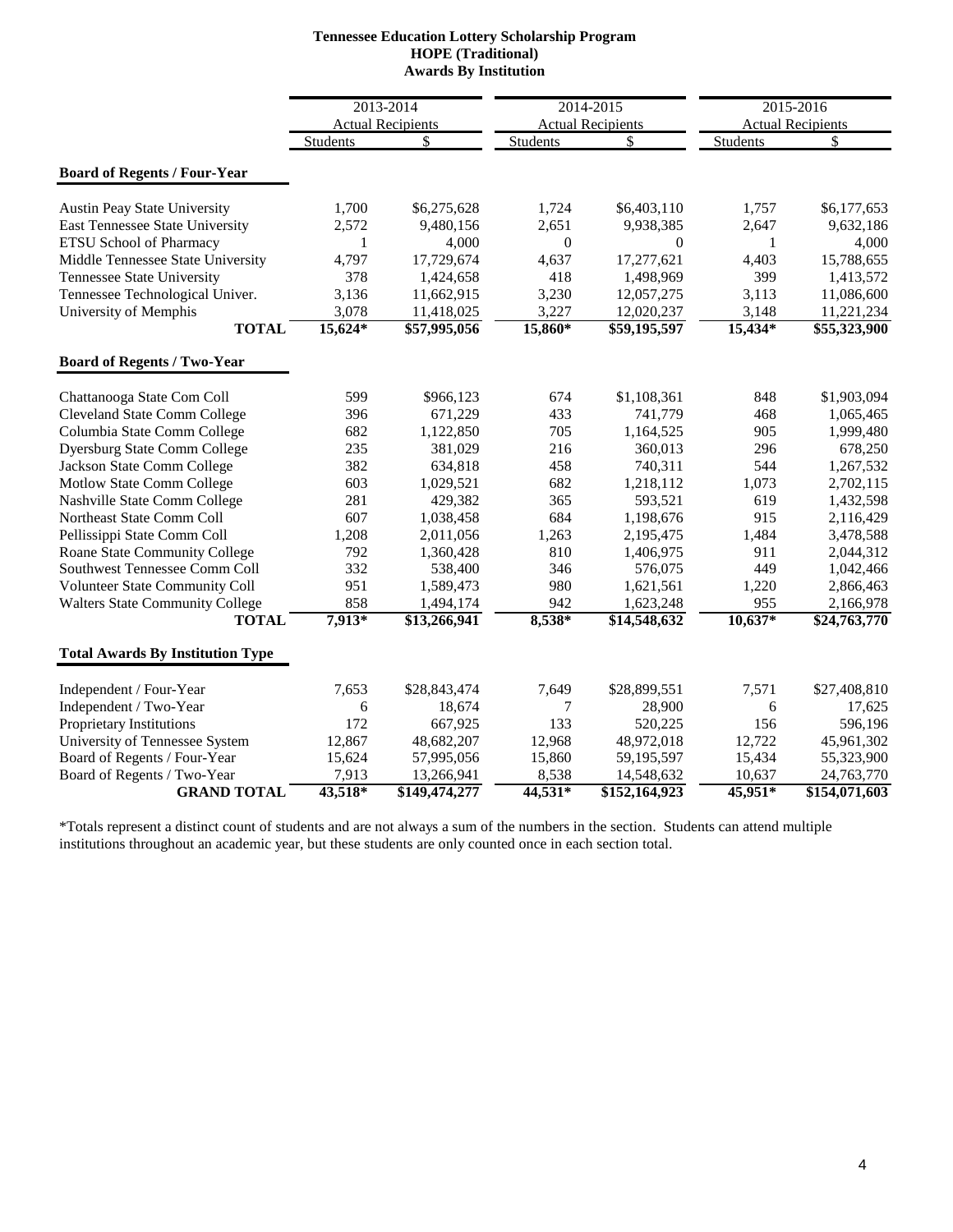**Tennessee Education Lottery Scholarship Program**
**HOPE (Traditional)**
**Awards By Institution**

| | 2013-2014 Actual Recipients | | 2014-2015 Actual Recipients | | 2015-2016 Actual Recipients | |
|---|---|---|---|---|---|---|
| | Students | $ | Students | $ | Students | $ |
| **Board of Regents / Four-Year** | | | | | | |
| Austin Peay State University | 1,700 | $6,275,628 | 1,724 | $6,403,110 | 1,757 | $6,177,653 |
| East Tennessee State University | 2,572 | 9,480,156 | 2,651 | 9,938,385 | 2,647 | 9,632,186 |
| ETSU School of Pharmacy | 1 | 4,000 | 0 | 0 | 1 | 4,000 |
| Middle Tennessee State University | 4,797 | 17,729,674 | 4,637 | 17,277,621 | 4,403 | 15,788,655 |
| Tennessee State University | 378 | 1,424,658 | 418 | 1,498,969 | 399 | 1,413,572 |
| Tennessee Technological Univer. | 3,136 | 11,662,915 | 3,230 | 12,057,275 | 3,113 | 11,086,600 |
| University of Memphis | 3,078 | 11,418,025 | 3,227 | 12,020,237 | 3,148 | 11,221,234 |
| **TOTAL** | **15,624*** | **$57,995,056** | **15,860*** | **$59,195,597** | **15,434*** | **$55,323,900** |
| **Board of Regents / Two-Year** | | | | | | |
| Chattanooga State Com Coll | 599 | $966,123 | 674 | $1,108,361 | 848 | $1,903,094 |
| Cleveland State Comm College | 396 | 671,229 | 433 | 741,779 | 468 | 1,065,465 |
| Columbia State Comm College | 682 | 1,122,850 | 705 | 1,164,525 | 905 | 1,999,480 |
| Dyersburg State Comm College | 235 | 381,029 | 216 | 360,013 | 296 | 678,250 |
| Jackson State Comm College | 382 | 634,818 | 458 | 740,311 | 544 | 1,267,532 |
| Motlow State Comm College | 603 | 1,029,521 | 682 | 1,218,112 | 1,073 | 2,702,115 |
| Nashville State Comm College | 281 | 429,382 | 365 | 593,521 | 619 | 1,432,598 |
| Northeast State Comm Coll | 607 | 1,038,458 | 684 | 1,198,676 | 915 | 2,116,429 |
| Pellissippi State Comm Coll | 1,208 | 2,011,056 | 1,263 | 2,195,475 | 1,484 | 3,478,588 |
| Roane State Community College | 792 | 1,360,428 | 810 | 1,406,975 | 911 | 2,044,312 |
| Southwest Tennessee Comm Coll | 332 | 538,400 | 346 | 576,075 | 449 | 1,042,466 |
| Volunteer State Community Coll | 951 | 1,589,473 | 980 | 1,621,561 | 1,220 | 2,866,463 |
| Walters State Community College | 858 | 1,494,174 | 942 | 1,623,248 | 955 | 2,166,978 |
| **TOTAL** | **7,913*** | **$13,266,941** | **8,538*** | **$14,548,632** | **10,637*** | **$24,763,770** |
| **Total Awards By Institution Type** | | | | | | |
| Independent / Four-Year | 7,653 | $28,843,474 | 7,649 | $28,899,551 | 7,571 | $27,408,810 |
| Independent / Two-Year | 6 | 18,674 | 7 | 28,900 | 6 | 17,625 |
| Proprietary Institutions | 172 | 667,925 | 133 | 520,225 | 156 | 596,196 |
| University of Tennessee System | 12,867 | 48,682,207 | 12,968 | 48,972,018 | 12,722 | 45,961,302 |
| Board of Regents / Four-Year | 15,624 | 57,995,056 | 15,860 | 59,195,597 | 15,434 | 55,323,900 |
| Board of Regents / Two-Year | 7,913 | 13,266,941 | 8,538 | 14,548,632 | 10,637 | 24,763,770 |
| **GRAND TOTAL** | **43,518*** | **$149,474,277** | **44,531*** | **$152,164,923** | **45,951*** | **$154,071,603** |

*Totals represent a distinct count of students and are not always a sum of the numbers in the section. Students can attend multiple institutions throughout an academic year, but these students are only counted once in each section total.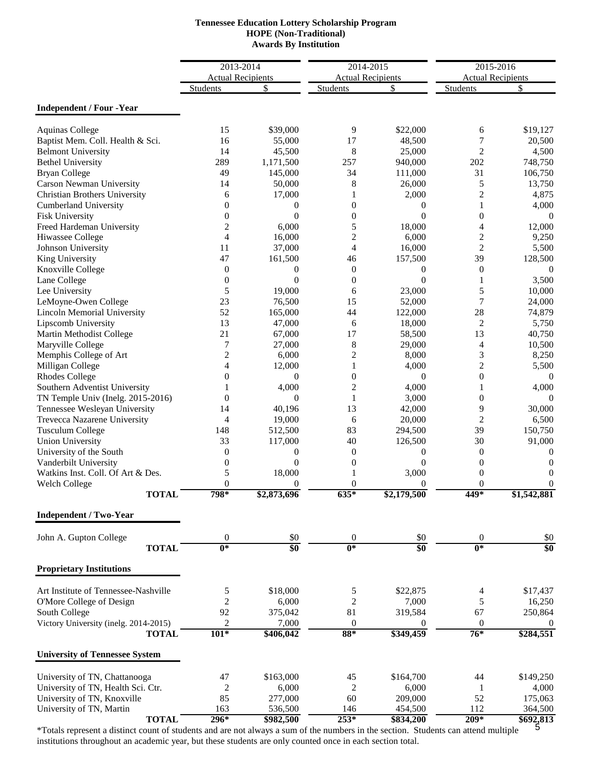**Tennessee Education Lottery Scholarship Program**
**HOPE (Non-Traditional)**
**Awards By Institution**

| | 2013-2014 Actual Recipients | | 2014-2015 Actual Recipients | | 2015-2016 Actual Recipients | |
|---|---|---|---|---|---|---|
| | Students | $ | Students | $ | Students | $ |
| **Independent / Four -Year** | | | | | | |
| Aquinas College | 15 | $39,000 | 9 | $22,000 | 6 | $19,127 |
| Baptist Mem. Coll. Health & Sci. | 16 | 55,000 | 17 | 48,500 | 7 | 20,500 |
| Belmont University | 14 | 45,500 | 8 | 25,000 | 2 | 4,500 |
| Bethel University | 289 | 1,171,500 | 257 | 940,000 | 202 | 748,750 |
| Bryan College | 49 | 145,000 | 34 | 111,000 | 31 | 106,750 |
| Carson Newman University | 14 | 50,000 | 8 | 26,000 | 5 | 13,750 |
| Christian Brothers University | 6 | 17,000 | 1 | 2,000 | 2 | 4,875 |
| Cumberland University | 0 | 0 | 0 | 0 | 1 | 4,000 |
| Fisk University | 0 | 0 | 0 | 0 | 0 | 0 |
| Freed Hardeman University | 2 | 6,000 | 5 | 18,000 | 4 | 12,000 |
| Hiwassee College | 4 | 16,000 | 2 | 6,000 | 2 | 9,250 |
| Johnson University | 11 | 37,000 | 4 | 16,000 | 2 | 5,500 |
| King University | 47 | 161,500 | 46 | 157,500 | 39 | 128,500 |
| Knoxville College | 0 | 0 | 0 | 0 | 0 | 0 |
| Lane College | 0 | 0 | 0 | 0 | 1 | 3,500 |
| Lee University | 5 | 19,000 | 6 | 23,000 | 5 | 10,000 |
| LeMoyne-Owen College | 23 | 76,500 | 15 | 52,000 | 7 | 24,000 |
| Lincoln Memorial University | 52 | 165,000 | 44 | 122,000 | 28 | 74,879 |
| Lipscomb University | 13 | 47,000 | 6 | 18,000 | 2 | 5,750 |
| Martin Methodist College | 21 | 67,000 | 17 | 58,500 | 13 | 40,750 |
| Maryville College | 7 | 27,000 | 8 | 29,000 | 4 | 10,500 |
| Memphis College of Art | 2 | 6,000 | 2 | 8,000 | 3 | 8,250 |
| Milligan College | 4 | 12,000 | 1 | 4,000 | 2 | 5,500 |
| Rhodes College | 0 | 0 | 0 | 0 | 0 | 0 |
| Southern Adventist University | 1 | 4,000 | 2 | 4,000 | 1 | 4,000 |
| TN Temple Univ (Inelg. 2015-2016) | 0 | 0 | 1 | 3,000 | 0 | 0 |
| Tennessee Wesleyan University | 14 | 40,196 | 13 | 42,000 | 9 | 30,000 |
| Trevecca Nazarene University | 4 | 19,000 | 6 | 20,000 | 2 | 6,500 |
| Tusculum College | 148 | 512,500 | 83 | 294,500 | 39 | 150,750 |
| Union University | 33 | 117,000 | 40 | 126,500 | 30 | 91,000 |
| University of the South | 0 | 0 | 0 | 0 | 0 | 0 |
| Vanderbilt University | 0 | 0 | 0 | 0 | 0 | 0 |
| Watkins Inst. Coll. Of Art & Des. | 5 | 18,000 | 1 | 3,000 | 0 | 0 |
| Welch College | 0 | 0 | 0 | 0 | 0 | 0 |
| **TOTAL** | **798*** | **$2,873,696** | **635*** | **$2,179,500** | **449*** | **$1,542,881** |
| **Independent / Two-Year** | | | | | | |
| John A. Gupton College | 0 | $0 | 0 | $0 | 0 | $0 |
| **TOTAL** | **0*** | **$0** | **0*** | **$0** | **0*** | **$0** |
| **Proprietary Institutions** | | | | | | |
| Art Institute of Tennessee-Nashville | 5 | $18,000 | 5 | $22,875 | 4 | $17,437 |
| O'More College of Design | 2 | 6,000 | 2 | 7,000 | 5 | 16,250 |
| South College | 92 | 375,042 | 81 | 319,584 | 67 | 250,864 |
| Victory University (inelg. 2014-2015) | 2 | 7,000 | 0 | 0 | 0 | 0 |
| **TOTAL** | **101*** | **$406,042** | **88*** | **$349,459** | **76*** | **$284,551** |
| **University of Tennessee System** | | | | | | |
| University of TN, Chattanooga | 47 | $163,000 | 45 | $164,700 | 44 | $149,250 |
| University of TN, Health Sci. Ctr. | 2 | 6,000 | 2 | 6,000 | 1 | 4,000 |
| University of TN, Knoxville | 85 | 277,000 | 60 | 209,000 | 52 | 175,063 |
| University of TN, Martin | 163 | 536,500 | 146 | 454,500 | 112 | 364,500 |
| **TOTAL** | **296*** | **$982,500** | **253*** | **$834,200** | **209*** | **$692,813** |

*Totals represent a distinct count of students and are not always a sum of the numbers in the section. Students can attend multiple institutions throughout an academic year, but these students are only counted once in each section total.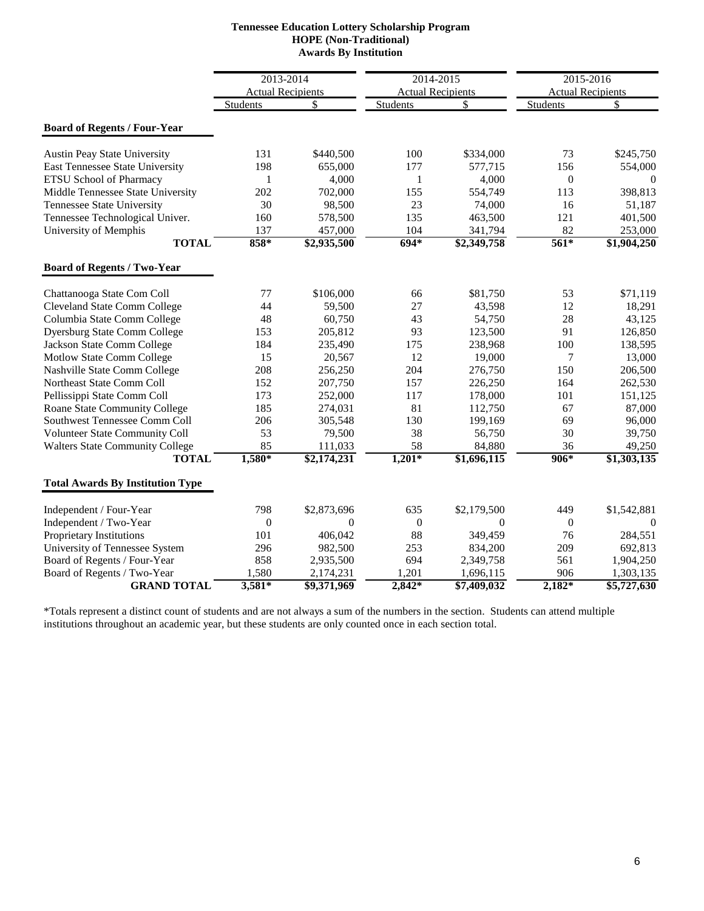**Tennessee Education Lottery Scholarship Program**
**HOPE (Non-Traditional)**
**Awards By Institution**

| | 2013-2014 Actual Recipients | | 2014-2015 Actual Recipients | | 2015-2016 Actual Recipients | |
|---|---|---|---|---|---|---|
| | Students | $ | Students | $ | Students | $ |
| **Board of Regents / Four-Year** | | | | | | |
| Austin Peay State University | 131 | $440,500 | 100 | $334,000 | 73 | $245,750 |
| East Tennessee State University | 198 | 655,000 | 177 | 577,715 | 156 | 554,000 |
| ETSU School of Pharmacy | 1 | 4,000 | 1 | 4,000 | 0 | 0 |
| Middle Tennessee State University | 202 | 702,000 | 155 | 554,749 | 113 | 398,813 |
| Tennessee State University | 30 | 98,500 | 23 | 74,000 | 16 | 51,187 |
| Tennessee Technological Univer. | 160 | 578,500 | 135 | 463,500 | 121 | 401,500 |
| University of Memphis | 137 | 457,000 | 104 | 341,794 | 82 | 253,000 |
| **TOTAL** | **858*** | **$2,935,500** | **694*** | **$2,349,758** | **561*** | **$1,904,250** |
| **Board of Regents / Two-Year** | | | | | | |
| Chattanooga State Com Coll | 77 | $106,000 | 66 | $81,750 | 53 | $71,119 |
| Cleveland State Comm College | 44 | 59,500 | 27 | 43,598 | 12 | 18,291 |
| Columbia State Comm College | 48 | 60,750 | 43 | 54,750 | 28 | 43,125 |
| Dyersburg State Comm College | 153 | 205,812 | 93 | 123,500 | 91 | 126,850 |
| Jackson State Comm College | 184 | 235,490 | 175 | 238,968 | 100 | 138,595 |
| Motlow State Comm College | 15 | 20,567 | 12 | 19,000 | 7 | 13,000 |
| Nashville State Comm College | 208 | 256,250 | 204 | 276,750 | 150 | 206,500 |
| Northeast State Comm Coll | 152 | 207,750 | 157 | 226,250 | 164 | 262,530 |
| Pellissippi State Comm Coll | 173 | 252,000 | 117 | 178,000 | 101 | 151,125 |
| Roane State Community College | 185 | 274,031 | 81 | 112,750 | 67 | 87,000 |
| Southwest Tennessee Comm Coll | 206 | 305,548 | 130 | 199,169 | 69 | 96,000 |
| Volunteer State Community Coll | 53 | 79,500 | 38 | 56,750 | 30 | 39,750 |
| Walters State Community College | 85 | 111,033 | 58 | 84,880 | 36 | 49,250 |
| **TOTAL** | **1,580*** | **$2,174,231** | **1,201*** | **$1,696,115** | **906*** | **$1,303,135** |
| **Total Awards By Institution Type** | | | | | | |
| Independent / Four-Year | 798 | $2,873,696 | 635 | $2,179,500 | 449 | $1,542,881 |
| Independent / Two-Year | 0 | 0 | 0 | 0 | 0 | 0 |
| Proprietary Institutions | 101 | 406,042 | 88 | 349,459 | 76 | 284,551 |
| University of Tennessee System | 296 | 982,500 | 253 | 834,200 | 209 | 692,813 |
| Board of Regents / Four-Year | 858 | 2,935,500 | 694 | 2,349,758 | 561 | 1,904,250 |
| Board of Regents / Two-Year | 1,580 | 2,174,231 | 1,201 | 1,696,115 | 906 | 1,303,135 |
| **GRAND TOTAL** | **3,581*** | **$9,371,969** | **2,842*** | **$7,409,032** | **2,182*** | **$5,727,630** |

*Totals represent a distinct count of students and are not always a sum of the numbers in the section. Students can attend multiple institutions throughout an academic year, but these students are only counted once in each section total.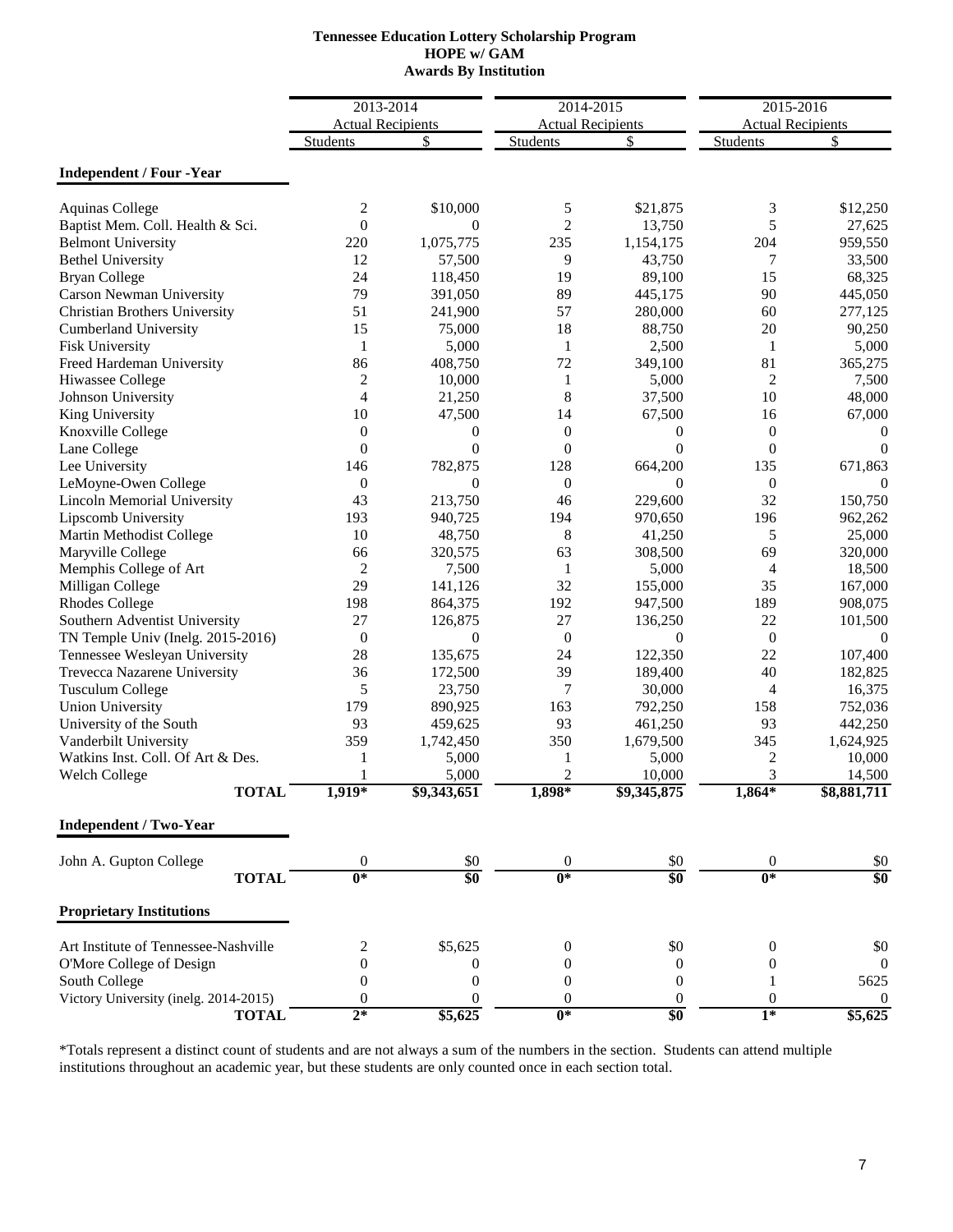**Tennessee Education Lottery Scholarship Program**
**HOPE w/ GAM**
**Awards By Institution**

| | 2013-2014 Actual Recipients | | 2014-2015 Actual Recipients | | 2015-2016 Actual Recipients | |
|---|---|---|---|---|---|---|
| | Students | $ | Students | $ | Students | $ |
| **Independent / Four -Year** | | | | | | |
| Aquinas College | 2 | $10,000 | 5 | $21,875 | 3 | $12,250 |
| Baptist Mem. Coll. Health & Sci. | 0 | 0 | 2 | 13,750 | 5 | 27,625 |
| Belmont University | 220 | 1,075,775 | 235 | 1,154,175 | 204 | 959,550 |
| Bethel University | 12 | 57,500 | 9 | 43,750 | 7 | 33,500 |
| Bryan College | 24 | 118,450 | 19 | 89,100 | 15 | 68,325 |
| Carson Newman University | 79 | 391,050 | 89 | 445,175 | 90 | 445,050 |
| Christian Brothers University | 51 | 241,900 | 57 | 280,000 | 60 | 277,125 |
| Cumberland University | 15 | 75,000 | 18 | 88,750 | 20 | 90,250 |
| Fisk University | 1 | 5,000 | 1 | 2,500 | 1 | 5,000 |
| Freed Hardeman University | 86 | 408,750 | 72 | 349,100 | 81 | 365,275 |
| Hiwassee College | 2 | 10,000 | 1 | 5,000 | 2 | 7,500 |
| Johnson University | 4 | 21,250 | 8 | 37,500 | 10 | 48,000 |
| King University | 10 | 47,500 | 14 | 67,500 | 16 | 67,000 |
| Knoxville College | 0 | 0 | 0 | 0 | 0 | 0 |
| Lane College | 0 | 0 | 0 | 0 | 0 | 0 |
| Lee University | 146 | 782,875 | 128 | 664,200 | 135 | 671,863 |
| LeMoyne-Owen College | 0 | 0 | 0 | 0 | 0 | 0 |
| Lincoln Memorial University | 43 | 213,750 | 46 | 229,600 | 32 | 150,750 |
| Lipscomb University | 193 | 940,725 | 194 | 970,650 | 196 | 962,262 |
| Martin Methodist College | 10 | 48,750 | 8 | 41,250 | 5 | 25,000 |
| Maryville College | 66 | 320,575 | 63 | 308,500 | 69 | 320,000 |
| Memphis College of Art | 2 | 7,500 | 1 | 5,000 | 4 | 18,500 |
| Milligan College | 29 | 141,126 | 32 | 155,000 | 35 | 167,000 |
| Rhodes College | 198 | 864,375 | 192 | 947,500 | 189 | 908,075 |
| Southern Adventist University | 27 | 126,875 | 27 | 136,250 | 22 | 101,500 |
| TN Temple Univ (Inelg. 2015-2016) | 0 | 0 | 0 | 0 | 0 | 0 |
| Tennessee Wesleyan University | 28 | 135,675 | 24 | 122,350 | 22 | 107,400 |
| Trevecca Nazarene University | 36 | 172,500 | 39 | 189,400 | 40 | 182,825 |
| Tusculum College | 5 | 23,750 | 7 | 30,000 | 4 | 16,375 |
| Union University | 179 | 890,925 | 163 | 792,250 | 158 | 752,036 |
| University of the South | 93 | 459,625 | 93 | 461,250 | 93 | 442,250 |
| Vanderbilt University | 359 | 1,742,450 | 350 | 1,679,500 | 345 | 1,624,925 |
| Watkins Inst. Coll. Of Art & Des. | 1 | 5,000 | 1 | 5,000 | 2 | 10,000 |
| Welch College | 1 | 5,000 | 2 | 10,000 | 3 | 14,500 |
| **TOTAL** | **1,919*** | **$9,343,651** | **1,898*** | **$9,345,875** | **1,864*** | **$8,881,711** |
| **Independent / Two-Year** | | | | | | |
| John A. Gupton College | 0 | $0 | 0 | $0 | 0 | $0 |
| **TOTAL** | **0*** | **$0** | **0*** | **$0** | **0*** | **$0** |
| **Proprietary Institutions** | | | | | | |
| Art Institute of Tennessee-Nashville | 2 | $5,625 | 0 | $0 | 0 | $0 |
| O'More College of Design | 0 | 0 | 0 | 0 | 0 | 0 |
| South College | 0 | 0 | 0 | 0 | 1 | 5625 |
| Victory University (inelg. 2014-2015) | 0 | 0 | 0 | 0 | 0 | 0 |
| **TOTAL** | **2*** | **$5,625** | **0*** | **$0** | **1*** | **$5,625** |

*Totals represent a distinct count of students and are not always a sum of the numbers in the section. Students can attend multiple institutions throughout an academic year, but these students are only counted once in each section total.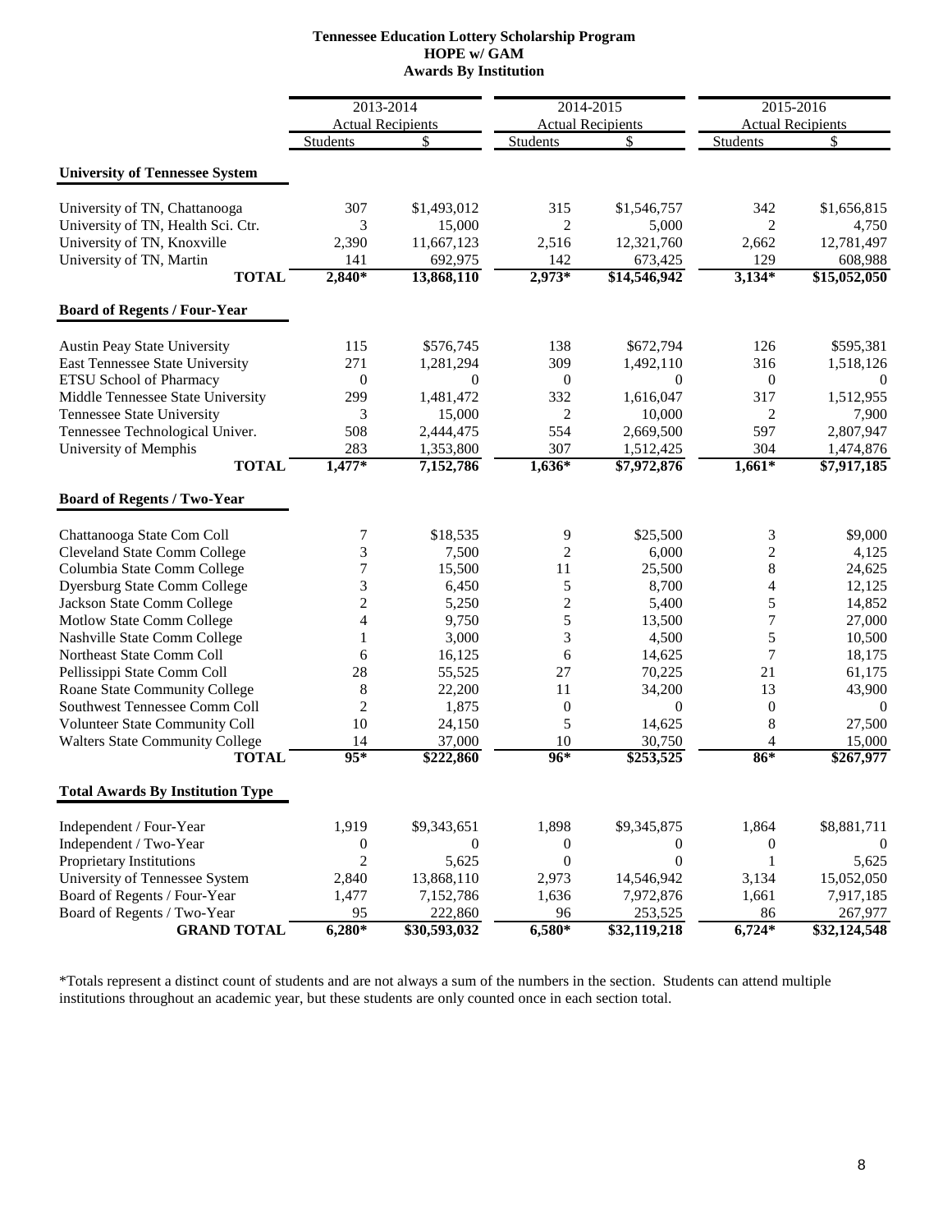**Tennessee Education Lottery Scholarship Program**
**HOPE w/ GAM**
**Awards By Institution**

| | 2013-2014 Actual Recipients | | 2014-2015 Actual Recipients | | 2015-2016 Actual Recipients | |
|---|---|---|---|---|---|---|
| | Students | $ | Students | $ | Students | $ |
| **University of Tennessee System** | | | | | | |
| University of TN, Chattanooga | 307 | $1,493,012 | 315 | $1,546,757 | 342 | $1,656,815 |
| University of TN, Health Sci. Ctr. | 3 | 15,000 | 2 | 5,000 | 2 | 4,750 |
| University of TN, Knoxville | 2,390 | 11,667,123 | 2,516 | 12,321,760 | 2,662 | 12,781,497 |
| University of TN, Martin | 141 | 692,975 | 142 | 673,425 | 129 | 608,988 |
| **TOTAL** | **2,840*** | **13,868,110** | **2,973*** | **$14,546,942** | **3,134*** | **$15,052,050** |
| **Board of Regents / Four-Year** | | | | | | |
| Austin Peay State University | 115 | $576,745 | 138 | $672,794 | 126 | $595,381 |
| East Tennessee State University | 271 | 1,281,294 | 309 | 1,492,110 | 316 | 1,518,126 |
| ETSU School of Pharmacy | 0 | 0 | 0 | 0 | 0 | 0 |
| Middle Tennessee State University | 299 | 1,481,472 | 332 | 1,616,047 | 317 | 1,512,955 |
| Tennessee State University | 3 | 15,000 | 2 | 10,000 | 2 | 7,900 |
| Tennessee Technological Univer. | 508 | 2,444,475 | 554 | 2,669,500 | 597 | 2,807,947 |
| University of Memphis | 283 | 1,353,800 | 307 | 1,512,425 | 304 | 1,474,876 |
| **TOTAL** | **1,477*** | **7,152,786** | **1,636*** | **$7,972,876** | **1,661*** | **$7,917,185** |
| **Board of Regents / Two-Year** | | | | | | |
| Chattanooga State Com Coll | 7 | $18,535 | 9 | $25,500 | 3 | $9,000 |
| Cleveland State Comm College | 3 | 7,500 | 2 | 6,000 | 2 | 4,125 |
| Columbia State Comm College | 7 | 15,500 | 11 | 25,500 | 8 | 24,625 |
| Dyersburg State Comm College | 3 | 6,450 | 5 | 8,700 | 4 | 12,125 |
| Jackson State Comm College | 2 | 5,250 | 2 | 5,400 | 5 | 14,852 |
| Motlow State Comm College | 4 | 9,750 | 5 | 13,500 | 7 | 27,000 |
| Nashville State Comm College | 1 | 3,000 | 3 | 4,500 | 5 | 10,500 |
| Northeast State Comm Coll | 6 | 16,125 | 6 | 14,625 | 7 | 18,175 |
| Pellissippi State Comm Coll | 28 | 55,525 | 27 | 70,225 | 21 | 61,175 |
| Roane State Community College | 8 | 22,200 | 11 | 34,200 | 13 | 43,900 |
| Southwest Tennessee Comm Coll | 2 | 1,875 | 0 | 0 | 0 | 0 |
| Volunteer State Community Coll | 10 | 24,150 | 5 | 14,625 | 8 | 27,500 |
| Walters State Community College | 14 | 37,000 | 10 | 30,750 | 4 | 15,000 |
| **TOTAL** | **95*** | **$222,860** | **96*** | **$253,525** | **86*** | **$267,977** |
| **Total Awards By Institution Type** | | | | | | |
| Independent / Four-Year | 1,919 | $9,343,651 | 1,898 | $9,345,875 | 1,864 | $8,881,711 |
| Independent / Two-Year | 0 | 0 | 0 | 0 | 0 | 0 |
| Proprietary Institutions | 2 | 5,625 | 0 | 0 | 1 | 5,625 |
| University of Tennessee System | 2,840 | 13,868,110 | 2,973 | 14,546,942 | 3,134 | 15,052,050 |
| Board of Regents / Four-Year | 1,477 | 7,152,786 | 1,636 | 7,972,876 | 1,661 | 7,917,185 |
| Board of Regents / Two-Year | 95 | 222,860 | 96 | 253,525 | 86 | 267,977 |
| **GRAND TOTAL** | **6,280*** | **$30,593,032** | **6,580*** | **$32,119,218** | **6,724*** | **$32,124,548** |

*Totals represent a distinct count of students and are not always a sum of the numbers in the section. Students can attend multiple institutions throughout an academic year, but these students are only counted once in each section total.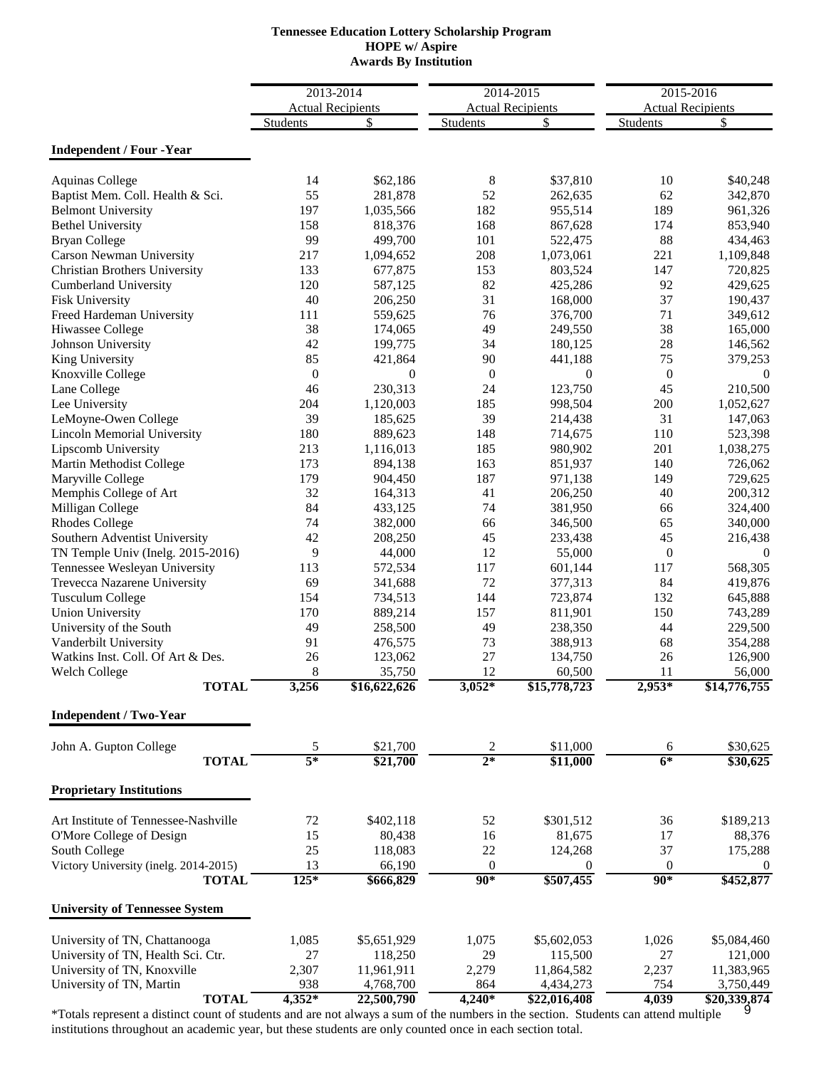**Tennessee Education Lottery Scholarship Program**
**HOPE w/ Aspire**
**Awards By Institution**

| | 2013-2014 Actual Recipients | | 2014-2015 Actual Recipients | | 2015-2016 Actual Recipients | |
|---|---|---|---|---|---|---|
| | Students | $ | Students | $ | Students | $ |
| **Independent / Four -Year** | | | | | | |
| Aquinas College | 14 | $62,186 | 8 | $37,810 | 10 | $40,248 |
| Baptist Mem. Coll. Health & Sci. | 55 | 281,878 | 52 | 262,635 | 62 | 342,870 |
| Belmont University | 197 | 1,035,566 | 182 | 955,514 | 189 | 961,326 |
| Bethel University | 158 | 818,376 | 168 | 867,628 | 174 | 853,940 |
| Bryan College | 99 | 499,700 | 101 | 522,475 | 88 | 434,463 |
| Carson Newman University | 217 | 1,094,652 | 208 | 1,073,061 | 221 | 1,109,848 |
| Christian Brothers University | 133 | 677,875 | 153 | 803,524 | 147 | 720,825 |
| Cumberland University | 120 | 587,125 | 82 | 425,286 | 92 | 429,625 |
| Fisk University | 40 | 206,250 | 31 | 168,000 | 37 | 190,437 |
| Freed Hardeman University | 111 | 559,625 | 76 | 376,700 | 71 | 349,612 |
| Hiwassee College | 38 | 174,065 | 49 | 249,550 | 38 | 165,000 |
| Johnson University | 42 | 199,775 | 34 | 180,125 | 28 | 146,562 |
| King University | 85 | 421,864 | 90 | 441,188 | 75 | 379,253 |
| Knoxville College | 0 | 0 | 0 | 0 | 0 | 0 |
| Lane College | 46 | 230,313 | 24 | 123,750 | 45 | 210,500 |
| Lee University | 204 | 1,120,003 | 185 | 998,504 | 200 | 1,052,627 |
| LeMoyne-Owen College | 39 | 185,625 | 39 | 214,438 | 31 | 147,063 |
| Lincoln Memorial University | 180 | 889,623 | 148 | 714,675 | 110 | 523,398 |
| Lipscomb University | 213 | 1,116,013 | 185 | 980,902 | 201 | 1,038,275 |
| Martin Methodist College | 173 | 894,138 | 163 | 851,937 | 140 | 726,062 |
| Maryville College | 179 | 904,450 | 187 | 971,138 | 149 | 729,625 |
| Memphis College of Art | 32 | 164,313 | 41 | 206,250 | 40 | 200,312 |
| Milligan College | 84 | 433,125 | 74 | 381,950 | 66 | 324,400 |
| Rhodes College | 74 | 382,000 | 66 | 346,500 | 65 | 340,000 |
| Southern Adventist University | 42 | 208,250 | 45 | 233,438 | 45 | 216,438 |
| TN Temple Univ (Inelg. 2015-2016) | 9 | 44,000 | 12 | 55,000 | 0 | 0 |
| Tennessee Wesleyan University | 113 | 572,534 | 117 | 601,144 | 117 | 568,305 |
| Trevecca Nazarene University | 69 | 341,688 | 72 | 377,313 | 84 | 419,876 |
| Tusculum College | 154 | 734,513 | 144 | 723,874 | 132 | 645,888 |
| Union University | 170 | 889,214 | 157 | 811,901 | 150 | 743,289 |
| University of the South | 49 | 258,500 | 49 | 238,350 | 44 | 229,500 |
| Vanderbilt University | 91 | 476,575 | 73 | 388,913 | 68 | 354,288 |
| Watkins Inst. Coll. Of Art & Des. | 26 | 123,062 | 27 | 134,750 | 26 | 126,900 |
| Welch College | 8 | 35,750 | 12 | 60,500 | 11 | 56,000 |
| **TOTAL** | **3,256** | **$16,622,626** | **3,052*** | **$15,778,723** | **2,953*** | **$14,776,755** |
| **Independent / Two-Year** | | | | | | |
| John A. Gupton College | 5 | $21,700 | 2 | $11,000 | 6 | $30,625 |
| **TOTAL** | **5*** | **$21,700** | **2*** | **$11,000** | **6*** | **$30,625** |
| **Proprietary Institutions** | | | | | | |
| Art Institute of Tennessee-Nashville | 72 | $402,118 | 52 | $301,512 | 36 | $189,213 |
| O'More College of Design | 15 | 80,438 | 16 | 81,675 | 17 | 88,376 |
| South College | 25 | 118,083 | 22 | 124,268 | 37 | 175,288 |
| Victory University (inelg. 2014-2015) | 13 | 66,190 | 0 | 0 | 0 | 0 |
| **TOTAL** | **125*** | **$666,829** | **90*** | **$507,455** | **90*** | **$452,877** |
| **University of Tennessee System** | | | | | | |
| University of TN, Chattanooga | 1,085 | $5,651,929 | 1,075 | $5,602,053 | 1,026 | $5,084,460 |
| University of TN, Health Sci. Ctr. | 27 | 118,250 | 29 | 115,500 | 27 | 121,000 |
| University of TN, Knoxville | 2,307 | 11,961,911 | 2,279 | 11,864,582 | 2,237 | 11,383,965 |
| University of TN, Martin | 938 | 4,768,700 | 864 | 4,434,273 | 754 | 3,750,449 |
| **TOTAL** | **4,352*** | **22,500,790** | **4,240*** | **$22,016,408** | **4,039** | **$20,339,874** |

*Totals represent a distinct count of students and are not always a sum of the numbers in the section. Students can attend multiple institutions throughout an academic year, but these students are only counted once in each section total.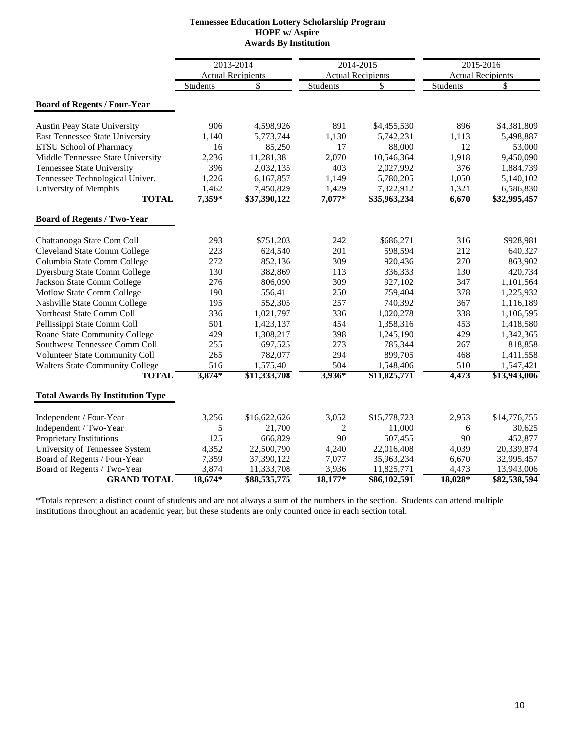**Tennessee Education Lottery Scholarship Program**
**HOPE w/ Aspire**
**Awards By Institution**

| | 2013-2014 | | 2014-2015 | | 2015-2016 | |
|---|---|---|---|---|---|---|
| | Actual Recipients | | Actual Recipients | | Actual Recipients | |
| | Students | $ | Students | $ | Students | $ |
| **Board of Regents / Four-Year** | | | | | | |
| Austin Peay State University | 906 | 4,598,926 | 891 | $4,455,530 | 896 | $4,381,809 |
| East Tennessee State University | 1,140 | 5,773,744 | 1,130 | 5,742,231 | 1,113 | 5,498,887 |
| ETSU School of Pharmacy | 16 | 85,250 | 17 | 88,000 | 12 | 53,000 |
| Middle Tennessee State University | 2,236 | 11,281,381 | 2,070 | 10,546,364 | 1,918 | 9,450,090 |
| Tennessee State University | 396 | 2,032,135 | 403 | 2,027,992 | 376 | 1,884,739 |
| Tennessee Technological Univer. | 1,226 | 6,167,857 | 1,149 | 5,780,205 | 1,050 | 5,140,102 |
| University of Memphis | 1,462 | 7,450,829 | 1,429 | 7,322,912 | 1,321 | 6,586,830 |
| **TOTAL** | **7,359*** | **$37,390,122** | **7,077*** | **$35,963,234** | **6,670** | **$32,995,457** |
| **Board of Regents / Two-Year** | | | | | | |
| Chattanooga State Com Coll | 293 | $751,203 | 242 | $686,271 | 316 | $928,981 |
| Cleveland State Comm College | 223 | 624,540 | 201 | 598,594 | 212 | 640,327 |
| Columbia State Comm College | 272 | 852,136 | 309 | 920,436 | 270 | 863,902 |
| Dyersburg State Comm College | 130 | 382,869 | 113 | 336,333 | 130 | 420,734 |
| Jackson State Comm College | 276 | 806,090 | 309 | 927,102 | 347 | 1,101,564 |
| Motlow State Comm College | 190 | 556,411 | 250 | 759,404 | 378 | 1,225,932 |
| Nashville State Comm College | 195 | 552,305 | 257 | 740,392 | 367 | 1,116,189 |
| Northeast State Comm Coll | 336 | 1,021,797 | 336 | 1,020,278 | 338 | 1,106,595 |
| Pellissippi State Comm Coll | 501 | 1,423,137 | 454 | 1,358,316 | 453 | 1,418,580 |
| Roane State Community College | 429 | 1,308,217 | 398 | 1,245,190 | 429 | 1,342,365 |
| Southwest Tennessee Comm Coll | 255 | 697,525 | 273 | 785,344 | 267 | 818,858 |
| Volunteer State Community Coll | 265 | 782,077 | 294 | 899,705 | 468 | 1,411,558 |
| Walters State Community College | 516 | 1,575,401 | 504 | 1,548,406 | 510 | 1,547,421 |
| **TOTAL** | **3,874*** | **$11,333,708** | **3,936*** | **$11,825,771** | **4,473** | **$13,943,006** |
| **Total Awards By Institution Type** | | | | | | |
| Independent / Four-Year | 3,256 | $16,622,626 | 3,052 | $15,778,723 | 2,953 | $14,776,755 |
| Independent / Two-Year | 5 | 21,700 | 2 | 11,000 | 6 | 30,625 |
| Proprietary Institutions | 125 | 666,829 | 90 | 507,455 | 90 | 452,877 |
| University of Tennessee System | 4,352 | 22,500,790 | 4,240 | 22,016,408 | 4,039 | 20,339,874 |
| Board of Regents / Four-Year | 7,359 | 37,390,122 | 7,077 | 35,963,234 | 6,670 | 32,995,457 |
| Board of Regents / Two-Year | 3,874 | 11,333,708 | 3,936 | 11,825,771 | 4,473 | 13,943,006 |
| **GRAND TOTAL** | **18,674*** | **$88,535,775** | **18,177*** | **$86,102,591** | **18,028*** | **$82,538,594** |

*Totals represent a distinct count of students and are not always a sum of the numbers in the section. Students can attend multiple institutions throughout an academic year, but these students are only counted once in each section total.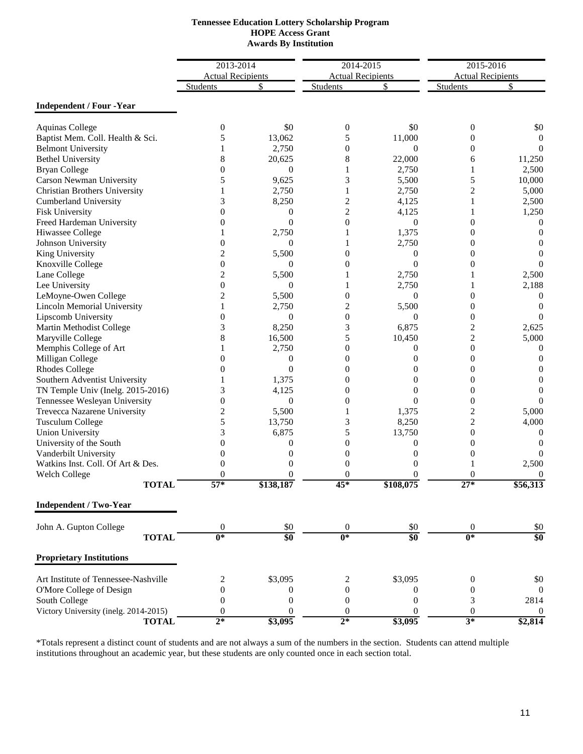**Tennessee Education Lottery Scholarship Program**
**HOPE Access Grant**
**Awards By Institution**

| | 2013-2014 Actual Recipients | | 2014-2015 Actual Recipients | | 2015-2016 Actual Recipients | |
|---|---|---|---|---|---|---|
| | Students | $ | Students | $ | Students | $ |
| **Independent / Four -Year** | | | | | | |
| Aquinas College | 0 | $0 | 0 | $0 | 0 | $0 |
| Baptist Mem. Coll. Health & Sci. | 5 | 13,062 | 5 | 11,000 | 0 | 0 |
| Belmont University | 1 | 2,750 | 0 | 0 | 0 | 0 |
| Bethel University | 8 | 20,625 | 8 | 22,000 | 6 | 11,250 |
| Bryan College | 0 | 0 | 1 | 2,750 | 1 | 2,500 |
| Carson Newman University | 5 | 9,625 | 3 | 5,500 | 5 | 10,000 |
| Christian Brothers University | 1 | 2,750 | 1 | 2,750 | 2 | 5,000 |
| Cumberland University | 3 | 8,250 | 2 | 4,125 | 1 | 2,500 |
| Fisk University | 0 | 0 | 2 | 4,125 | 1 | 1,250 |
| Freed Hardeman University | 0 | 0 | 0 | 0 | 0 | 0 |
| Hiwassee College | 1 | 2,750 | 1 | 1,375 | 0 | 0 |
| Johnson University | 0 | 0 | 1 | 2,750 | 0 | 0 |
| King University | 2 | 5,500 | 0 | 0 | 0 | 0 |
| Knoxville College | 0 | 0 | 0 | 0 | 0 | 0 |
| Lane College | 2 | 5,500 | 1 | 2,750 | 1 | 2,500 |
| Lee University | 0 | 0 | 1 | 2,750 | 1 | 2,188 |
| LeMoyne-Owen College | 2 | 5,500 | 0 | 0 | 0 | 0 |
| Lincoln Memorial University | 1 | 2,750 | 2 | 5,500 | 0 | 0 |
| Lipscomb University | 0 | 0 | 0 | 0 | 0 | 0 |
| Martin Methodist College | 3 | 8,250 | 3 | 6,875 | 2 | 2,625 |
| Maryville College | 8 | 16,500 | 5 | 10,450 | 2 | 5,000 |
| Memphis College of Art | 1 | 2,750 | 0 | 0 | 0 | 0 |
| Milligan College | 0 | 0 | 0 | 0 | 0 | 0 |
| Rhodes College | 0 | 0 | 0 | 0 | 0 | 0 |
| Southern Adventist University | 1 | 1,375 | 0 | 0 | 0 | 0 |
| TN Temple Univ (Inelg. 2015-2016) | 3 | 4,125 | 0 | 0 | 0 | 0 |
| Tennessee Wesleyan University | 0 | 0 | 0 | 0 | 0 | 0 |
| Trevecca Nazarene University | 2 | 5,500 | 1 | 1,375 | 2 | 5,000 |
| Tusculum College | 5 | 13,750 | 3 | 8,250 | 2 | 4,000 |
| Union University | 3 | 6,875 | 5 | 13,750 | 0 | 0 |
| University of the South | 0 | 0 | 0 | 0 | 0 | 0 |
| Vanderbilt University | 0 | 0 | 0 | 0 | 0 | 0 |
| Watkins Inst. Coll. Of Art & Des. | 0 | 0 | 0 | 0 | 1 | 2,500 |
| Welch College | 0 | 0 | 0 | 0 | 0 | 0 |
| **TOTAL** | **57*** | **$138,187** | **45*** | **$108,075** | **27*** | **$56,313** |
| **Independent / Two-Year** | | | | | | |
| John A. Gupton College | 0 | $0 | 0 | $0 | 0 | $0 |
| **TOTAL** | **0*** | **$0** | **0*** | **$0** | **0*** | **$0** |
| **Proprietary Institutions** | | | | | | |
| Art Institute of Tennessee-Nashville | 2 | $3,095 | 2 | $3,095 | 0 | $0 |
| O'More College of Design | 0 | 0 | 0 | 0 | 0 | 0 |
| South College | 0 | 0 | 0 | 0 | 3 | 2814 |
| Victory University (inelg. 2014-2015) | 0 | 0 | 0 | 0 | 0 | 0 |
| **TOTAL** | **2*** | **$3,095** | **2*** | **$3,095** | **3*** | **$2,814** |

*Totals represent a distinct count of students and are not always a sum of the numbers in the section. Students can attend multiple institutions throughout an academic year, but these students are only counted once in each section total.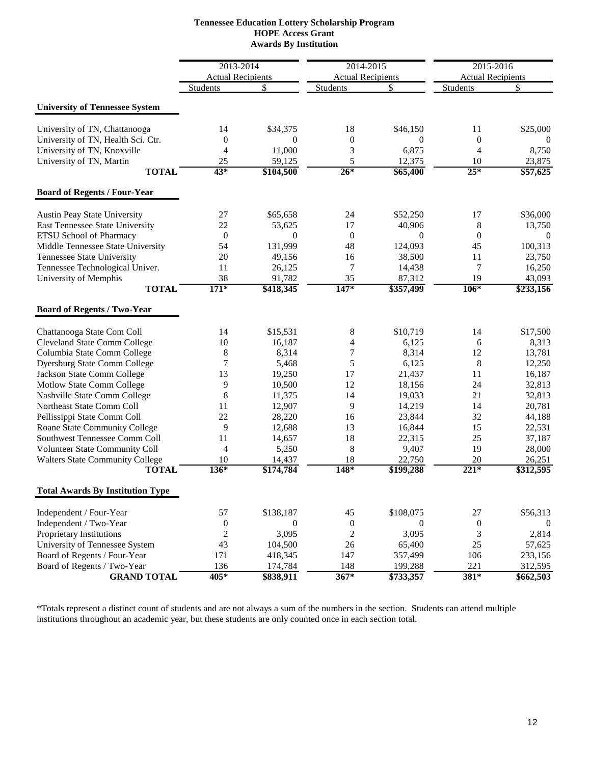**Tennessee Education Lottery Scholarship Program**
**HOPE Access Grant**
**Awards By Institution**

| | 2013-2014 Actual Recipients | | 2014-2015 Actual Recipients | | 2015-2016 Actual Recipients | |
|---|---|---|---|---|---|---|
| | Students | $ | Students | $ | Students | $ |
| **University of Tennessee System** | | | | | | |
| University of TN, Chattanooga | 14 | $34,375 | 18 | $46,150 | 11 | $25,000 |
| University of TN, Health Sci. Ctr. | 0 | 0 | 0 | 0 | 0 | 0 |
| University of TN, Knoxville | 4 | 11,000 | 3 | 6,875 | 4 | 8,750 |
| University of TN, Martin | 25 | 59,125 | 5 | 12,375 | 10 | 23,875 |
| **TOTAL** | **43*** | **$104,500** | **26*** | **$65,400** | **25*** | **$57,625** |
| **Board of Regents / Four-Year** | | | | | | |
| Austin Peay State University | 27 | $65,658 | 24 | $52,250 | 17 | $36,000 |
| East Tennessee State University | 22 | 53,625 | 17 | 40,906 | 8 | 13,750 |
| ETSU School of Pharmacy | 0 | 0 | 0 | 0 | 0 | 0 |
| Middle Tennessee State University | 54 | 131,999 | 48 | 124,093 | 45 | 100,313 |
| Tennessee State University | 20 | 49,156 | 16 | 38,500 | 11 | 23,750 |
| Tennessee Technological Univer. | 11 | 26,125 | 7 | 14,438 | 7 | 16,250 |
| University of Memphis | 38 | 91,782 | 35 | 87,312 | 19 | 43,093 |
| **TOTAL** | **171*** | **$418,345** | **147*** | **$357,499** | **106*** | **$233,156** |
| **Board of Regents / Two-Year** | | | | | | |
| Chattanooga State Com Coll | 14 | $15,531 | 8 | $10,719 | 14 | $17,500 |
| Cleveland State Comm College | 10 | 16,187 | 4 | 6,125 | 6 | 8,313 |
| Columbia State Comm College | 8 | 8,314 | 7 | 8,314 | 12 | 13,781 |
| Dyersburg State Comm College | 7 | 5,468 | 5 | 6,125 | 8 | 12,250 |
| Jackson State Comm College | 13 | 19,250 | 17 | 21,437 | 11 | 16,187 |
| Motlow State Comm College | 9 | 10,500 | 12 | 18,156 | 24 | 32,813 |
| Nashville State Comm College | 8 | 11,375 | 14 | 19,033 | 21 | 32,813 |
| Northeast State Comm Coll | 11 | 12,907 | 9 | 14,219 | 14 | 20,781 |
| Pellissippi State Comm Coll | 22 | 28,220 | 16 | 23,844 | 32 | 44,188 |
| Roane State Community College | 9 | 12,688 | 13 | 16,844 | 15 | 22,531 |
| Southwest Tennessee Comm Coll | 11 | 14,657 | 18 | 22,315 | 25 | 37,187 |
| Volunteer State Community Coll | 4 | 5,250 | 8 | 9,407 | 19 | 28,000 |
| Walters State Community College | 10 | 14,437 | 18 | 22,750 | 20 | 26,251 |
| **TOTAL** | **136*** | **$174,784** | **148*** | **$199,288** | **221*** | **$312,595** |
| **Total Awards By Institution Type** | | | | | | |
| Independent / Four-Year | 57 | $138,187 | 45 | $108,075 | 27 | $56,313 |
| Independent / Two-Year | 0 | 0 | 0 | 0 | 0 | 0 |
| Proprietary Institutions | 2 | 3,095 | 2 | 3,095 | 3 | 2,814 |
| University of Tennessee System | 43 | 104,500 | 26 | 65,400 | 25 | 57,625 |
| Board of Regents / Four-Year | 171 | 418,345 | 147 | 357,499 | 106 | 233,156 |
| Board of Regents / Two-Year | 136 | 174,784 | 148 | 199,288 | 221 | 312,595 |
| **GRAND TOTAL** | **405*** | **$838,911** | **367*** | **$733,357** | **381*** | **$662,503** |

*Totals represent a distinct count of students and are not always a sum of the numbers in the section. Students can attend multiple institutions throughout an academic year, but these students are only counted once in each section total.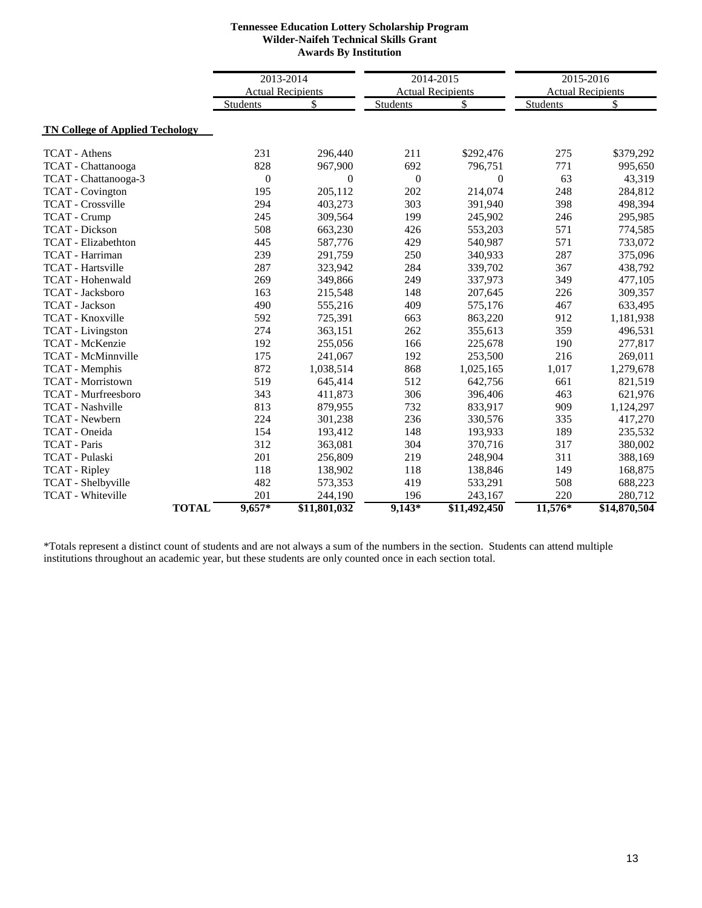**Tennessee Education Lottery Scholarship Program**
**Wilder-Naifeh Technical Skills Grant**
**Awards By Institution**

| | 2013-2014 Actual Recipients | | 2014-2015 Actual Recipients | | 2015-2016 Actual Recipients | |
|---|---|---|---|---|---|---|
| | Students | $ | Students | $ | Students | $ |
| **TN College of Applied Techology** | | | | | | |
| TCAT - Athens | 231 | 296,440 | 211 | $292,476 | 275 | $379,292 |
| TCAT - Chattanooga | 828 | 967,900 | 692 | 796,751 | 771 | 995,650 |
| TCAT - Chattanooga-3 | 0 | 0 | 0 | 0 | 63 | 43,319 |
| TCAT - Covington | 195 | 205,112 | 202 | 214,074 | 248 | 284,812 |
| TCAT - Crossville | 294 | 403,273 | 303 | 391,940 | 398 | 498,394 |
| TCAT - Crump | 245 | 309,564 | 199 | 245,902 | 246 | 295,985 |
| TCAT - Dickson | 508 | 663,230 | 426 | 553,203 | 571 | 774,585 |
| TCAT - Elizabethton | 445 | 587,776 | 429 | 540,987 | 571 | 733,072 |
| TCAT - Harriman | 239 | 291,759 | 250 | 340,933 | 287 | 375,096 |
| TCAT - Hartsville | 287 | 323,942 | 284 | 339,702 | 367 | 438,792 |
| TCAT - Hohenwald | 269 | 349,866 | 249 | 337,973 | 349 | 477,105 |
| TCAT - Jacksboro | 163 | 215,548 | 148 | 207,645 | 226 | 309,357 |
| TCAT - Jackson | 490 | 555,216 | 409 | 575,176 | 467 | 633,495 |
| TCAT - Knoxville | 592 | 725,391 | 663 | 863,220 | 912 | 1,181,938 |
| TCAT - Livingston | 274 | 363,151 | 262 | 355,613 | 359 | 496,531 |
| TCAT - McKenzie | 192 | 255,056 | 166 | 225,678 | 190 | 277,817 |
| TCAT - McMinnville | 175 | 241,067 | 192 | 253,500 | 216 | 269,011 |
| TCAT - Memphis | 872 | 1,038,514 | 868 | 1,025,165 | 1,017 | 1,279,678 |
| TCAT - Morristown | 519 | 645,414 | 512 | 642,756 | 661 | 821,519 |
| TCAT - Murfreesboro | 343 | 411,873 | 306 | 396,406 | 463 | 621,976 |
| TCAT - Nashville | 813 | 879,955 | 732 | 833,917 | 909 | 1,124,297 |
| TCAT - Newbern | 224 | 301,238 | 236 | 330,576 | 335 | 417,270 |
| TCAT - Oneida | 154 | 193,412 | 148 | 193,933 | 189 | 235,532 |
| TCAT - Paris | 312 | 363,081 | 304 | 370,716 | 317 | 380,002 |
| TCAT - Pulaski | 201 | 256,809 | 219 | 248,904 | 311 | 388,169 |
| TCAT - Ripley | 118 | 138,902 | 118 | 138,846 | 149 | 168,875 |
| TCAT - Shelbyville | 482 | 573,353 | 419 | 533,291 | 508 | 688,223 |
| TCAT - Whiteville | 201 | 244,190 | 196 | 243,167 | 220 | 280,712 |
| **TOTAL** | **9,657*** | **$11,801,032** | **9,143*** | **$11,492,450** | **11,576*** | **$14,870,504** |

*Totals represent a distinct count of students and are not always a sum of the numbers in the section. Students can attend multiple institutions throughout an academic year, but these students are only counted once in each section total.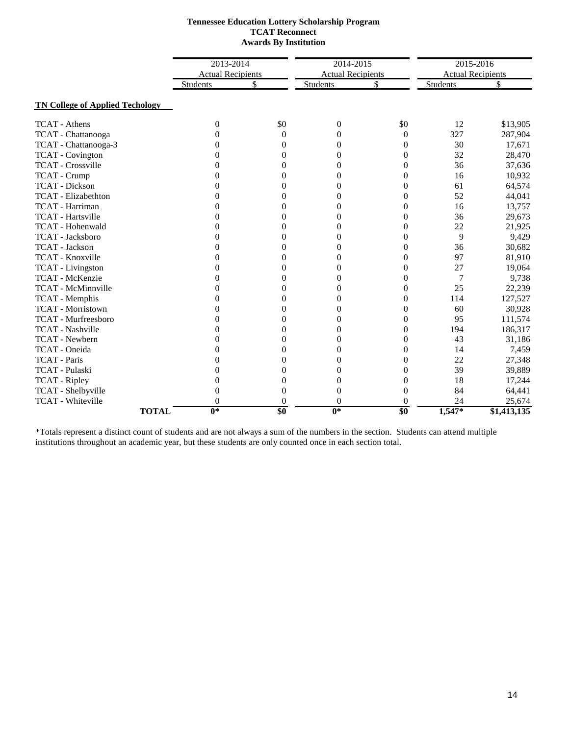**Tennessee Education Lottery Scholarship Program**
**TCAT Reconnect**
**Awards By Institution**

| | 2013-2014 Actual Recipients | | 2014-2015 Actual Recipients | | 2015-2016 Actual Recipients | |
|---|---|---|---|---|---|---|
| | Students | $ | Students | $ | Students | $ |
| **TN College of Applied Techology** | | | | | | |
| TCAT - Athens | 0 | $0 | 0 | $0 | 12 | $13,905 |
| TCAT - Chattanooga | 0 | 0 | 0 | 0 | 327 | 287,904 |
| TCAT - Chattanooga-3 | 0 | 0 | 0 | 0 | 30 | 17,671 |
| TCAT - Covington | 0 | 0 | 0 | 0 | 32 | 28,470 |
| TCAT - Crossville | 0 | 0 | 0 | 0 | 36 | 37,636 |
| TCAT - Crump | 0 | 0 | 0 | 0 | 16 | 10,932 |
| TCAT - Dickson | 0 | 0 | 0 | 0 | 61 | 64,574 |
| TCAT - Elizabethton | 0 | 0 | 0 | 0 | 52 | 44,041 |
| TCAT - Harriman | 0 | 0 | 0 | 0 | 16 | 13,757 |
| TCAT - Hartsville | 0 | 0 | 0 | 0 | 36 | 29,673 |
| TCAT - Hohenwald | 0 | 0 | 0 | 0 | 22 | 21,925 |
| TCAT - Jacksboro | 0 | 0 | 0 | 0 | 9 | 9,429 |
| TCAT - Jackson | 0 | 0 | 0 | 0 | 36 | 30,682 |
| TCAT - Knoxville | 0 | 0 | 0 | 0 | 97 | 81,910 |
| TCAT - Livingston | 0 | 0 | 0 | 0 | 27 | 19,064 |
| TCAT - McKenzie | 0 | 0 | 0 | 0 | 7 | 9,738 |
| TCAT - McMinnville | 0 | 0 | 0 | 0 | 25 | 22,239 |
| TCAT - Memphis | 0 | 0 | 0 | 0 | 114 | 127,527 |
| TCAT - Morristown | 0 | 0 | 0 | 0 | 60 | 30,928 |
| TCAT - Murfreesboro | 0 | 0 | 0 | 0 | 95 | 111,574 |
| TCAT - Nashville | 0 | 0 | 0 | 0 | 194 | 186,317 |
| TCAT - Newbern | 0 | 0 | 0 | 0 | 43 | 31,186 |
| TCAT - Oneida | 0 | 0 | 0 | 0 | 14 | 7,459 |
| TCAT - Paris | 0 | 0 | 0 | 0 | 22 | 27,348 |
| TCAT - Pulaski | 0 | 0 | 0 | 0 | 39 | 39,889 |
| TCAT - Ripley | 0 | 0 | 0 | 0 | 18 | 17,244 |
| TCAT - Shelbyville | 0 | 0 | 0 | 0 | 84 | 64,441 |
| TCAT - Whiteville | 0 | 0 | 0 | 0 | 24 | 25,674 |
| **TOTAL** | **0*** | **$0** | **0*** | **$0** | **1,547*** | **$1,413,135** |

*Totals represent a distinct count of students and are not always a sum of the numbers in the section. Students can attend multiple institutions throughout an academic year, but these students are only counted once in each section total.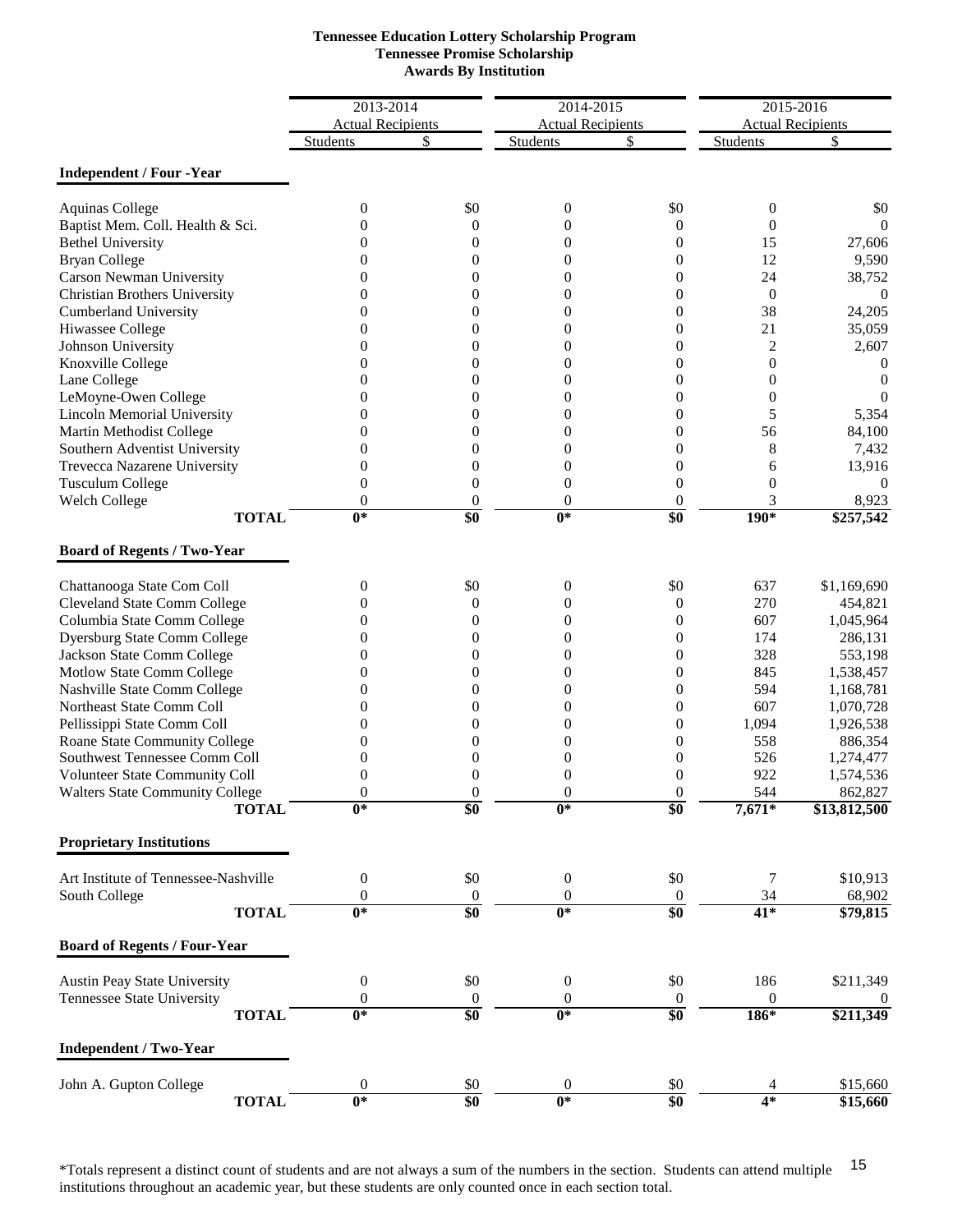**Tennessee Education Lottery Scholarship Program**
**Tennessee Promise Scholarship**
**Awards By Institution**

| | 2013-2014 Actual Recipients | | 2014-2015 Actual Recipients | | 2015-2016 Actual Recipients | |
|---|---|---|---|---|---|---|
| | Students | $ | Students | $ | Students | $ |
| **Independent / Four -Year** | | | | | | |
| Aquinas College | 0 | $0 | 0 | $0 | 0 | $0 |
| Baptist Mem. Coll. Health & Sci. | 0 | 0 | 0 | 0 | 0 | 0 |
| Bethel University | 0 | 0 | 0 | 0 | 15 | 27,606 |
| Bryan College | 0 | 0 | 0 | 0 | 12 | 9,590 |
| Carson Newman University | 0 | 0 | 0 | 0 | 24 | 38,752 |
| Christian Brothers University | 0 | 0 | 0 | 0 | 0 | 0 |
| Cumberland University | 0 | 0 | 0 | 0 | 38 | 24,205 |
| Hiwassee College | 0 | 0 | 0 | 0 | 21 | 35,059 |
| Johnson University | 0 | 0 | 0 | 0 | 2 | 2,607 |
| Knoxville College | 0 | 0 | 0 | 0 | 0 | 0 |
| Lane College | 0 | 0 | 0 | 0 | 0 | 0 |
| LeMoyne-Owen College | 0 | 0 | 0 | 0 | 0 | 0 |
| Lincoln Memorial University | 0 | 0 | 0 | 0 | 5 | 5,354 |
| Martin Methodist College | 0 | 0 | 0 | 0 | 56 | 84,100 |
| Southern Adventist University | 0 | 0 | 0 | 0 | 8 | 7,432 |
| Trevecca Nazarene University | 0 | 0 | 0 | 0 | 6 | 13,916 |
| Tusculum College | 0 | 0 | 0 | 0 | 0 | 0 |
| Welch College | 0 | 0 | 0 | 0 | 3 | 8,923 |
| **TOTAL** | **0*** | **$0** | **0*** | **$0** | **190*** | **$257,542** |
| **Board of Regents / Two-Year** | | | | | | |
| Chattanooga State Com Coll | 0 | $0 | 0 | $0 | 637 | $1,169,690 |
| Cleveland State Comm College | 0 | 0 | 0 | 0 | 270 | 454,821 |
| Columbia State Comm College | 0 | 0 | 0 | 0 | 607 | 1,045,964 |
| Dyersburg State Comm College | 0 | 0 | 0 | 0 | 174 | 286,131 |
| Jackson State Comm College | 0 | 0 | 0 | 0 | 328 | 553,198 |
| Motlow State Comm College | 0 | 0 | 0 | 0 | 845 | 1,538,457 |
| Nashville State Comm College | 0 | 0 | 0 | 0 | 594 | 1,168,781 |
| Northeast State Comm Coll | 0 | 0 | 0 | 0 | 607 | 1,070,728 |
| Pellissippi State Comm Coll | 0 | 0 | 0 | 0 | 1,094 | 1,926,538 |
| Roane State Community College | 0 | 0 | 0 | 0 | 558 | 886,354 |
| Southwest Tennessee Comm Coll | 0 | 0 | 0 | 0 | 526 | 1,274,477 |
| Volunteer State Community Coll | 0 | 0 | 0 | 0 | 922 | 1,574,536 |
| Walters State Community College | 0 | 0 | 0 | 0 | 544 | 862,827 |
| **TOTAL** | **0*** | **$0** | **0*** | **$0** | **7,671*** | **$13,812,500** |
| **Proprietary Institutions** | | | | | | |
| Art Institute of Tennessee-Nashville | 0 | $0 | 0 | $0 | 7 | $10,913 |
| South College | 0 | 0 | 0 | 0 | 34 | 68,902 |
| **TOTAL** | **0*** | **$0** | **0*** | **$0** | **41*** | **$79,815** |
| **Board of Regents / Four-Year** | | | | | | |
| Austin Peay State University | 0 | $0 | 0 | $0 | 186 | $211,349 |
| Tennessee State University | 0 | 0 | 0 | 0 | 0 | 0 |
| **TOTAL** | **0*** | **$0** | **0*** | **$0** | **186*** | **$211,349** |
| **Independent / Two-Year** | | | | | | |
| John A. Gupton College | 0 | $0 | 0 | $0 | 4 | $15,660 |
| **TOTAL** | **0*** | **$0** | **0*** | **$0** | **4*** | **$15,660** |

*Totals represent a distinct count of students and are not always a sum of the numbers in the section. Students can attend multiple institutions throughout an academic year, but these students are only counted once in each section total.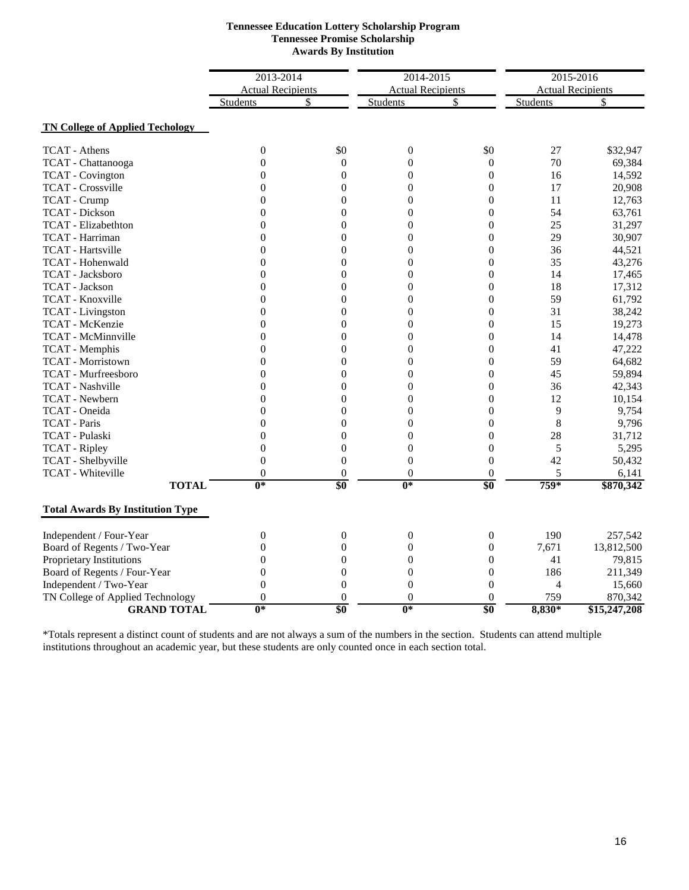**Tennessee Education Lottery Scholarship Program**
**Tennessee Promise Scholarship**
**Awards By Institution**

| | 2013-2014 | | 2014-2015 | | 2015-2016 | |
|---|---|---|---|---|---|---|
| | Actual Recipients | | Actual Recipients | | Actual Recipients | |
| | Students | $ | Students | $ | Students | $ |
| **TN College of Applied Techology** | | | | | | |
| TCAT - Athens | 0 | $0 | 0 | $0 | 27 | $32,947 |
| TCAT - Chattanooga | 0 | 0 | 0 | 0 | 70 | 69,384 |
| TCAT - Covington | 0 | 0 | 0 | 0 | 16 | 14,592 |
| TCAT - Crossville | 0 | 0 | 0 | 0 | 17 | 20,908 |
| TCAT - Crump | 0 | 0 | 0 | 0 | 11 | 12,763 |
| TCAT - Dickson | 0 | 0 | 0 | 0 | 54 | 63,761 |
| TCAT - Elizabethton | 0 | 0 | 0 | 0 | 25 | 31,297 |
| TCAT - Harriman | 0 | 0 | 0 | 0 | 29 | 30,907 |
| TCAT - Hartsville | 0 | 0 | 0 | 0 | 36 | 44,521 |
| TCAT - Hohenwald | 0 | 0 | 0 | 0 | 35 | 43,276 |
| TCAT - Jacksboro | 0 | 0 | 0 | 0 | 14 | 17,465 |
| TCAT - Jackson | 0 | 0 | 0 | 0 | 18 | 17,312 |
| TCAT - Knoxville | 0 | 0 | 0 | 0 | 59 | 61,792 |
| TCAT - Livingston | 0 | 0 | 0 | 0 | 31 | 38,242 |
| TCAT - McKenzie | 0 | 0 | 0 | 0 | 15 | 19,273 |
| TCAT - McMinnville | 0 | 0 | 0 | 0 | 14 | 14,478 |
| TCAT - Memphis | 0 | 0 | 0 | 0 | 41 | 47,222 |
| TCAT - Morristown | 0 | 0 | 0 | 0 | 59 | 64,682 |
| TCAT - Murfreesboro | 0 | 0 | 0 | 0 | 45 | 59,894 |
| TCAT - Nashville | 0 | 0 | 0 | 0 | 36 | 42,343 |
| TCAT - Newbern | 0 | 0 | 0 | 0 | 12 | 10,154 |
| TCAT - Oneida | 0 | 0 | 0 | 0 | 9 | 9,754 |
| TCAT - Paris | 0 | 0 | 0 | 0 | 8 | 9,796 |
| TCAT - Pulaski | 0 | 0 | 0 | 0 | 28 | 31,712 |
| TCAT - Ripley | 0 | 0 | 0 | 0 | 5 | 5,295 |
| TCAT - Shelbyville | 0 | 0 | 0 | 0 | 42 | 50,432 |
| TCAT - Whiteville | 0 | 0 | 0 | 0 | 5 | 6,141 |
| **TOTAL** | **0*** | **$0** | **0*** | **$0** | **759*** | **$870,342** |
| **Total Awards By Institution Type** | | | | | | |
| Independent / Four-Year | 0 | 0 | 0 | 0 | 190 | 257,542 |
| Board of Regents / Two-Year | 0 | 0 | 0 | 0 | 7,671 | 13,812,500 |
| Proprietary Institutions | 0 | 0 | 0 | 0 | 41 | 79,815 |
| Board of Regents / Four-Year | 0 | 0 | 0 | 0 | 186 | 211,349 |
| Independent / Two-Year | 0 | 0 | 0 | 0 | 4 | 15,660 |
| TN College of Applied Technology | 0 | 0 | 0 | 0 | 759 | 870,342 |
| **GRAND TOTAL** | **0*** | **$0** | **0*** | **$0** | **8,830*** | **$15,247,208** |

*Totals represent a distinct count of students and are not always a sum of the numbers in the section. Students can attend multiple institutions throughout an academic year, but these students are only counted once in each section total.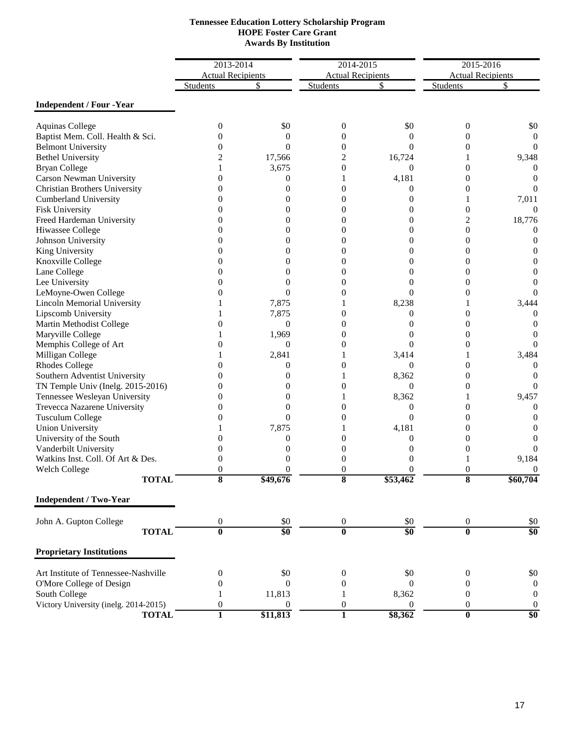**Tennessee Education Lottery Scholarship Program**
**HOPE Foster Care Grant**
**Awards By Institution**

| | 2013-2014 Actual Recipients | | 2014-2015 Actual Recipients | | 2015-2016 Actual Recipients | |
|---|---|---|---|---|---|---|
| | Students | $ | Students | $ | Students | $ |
| **Independent / Four -Year** | | | | | | |
| Aquinas College | 0 | $0 | 0 | $0 | 0 | $0 |
| Baptist Mem. Coll. Health & Sci. | 0 | 0 | 0 | 0 | 0 | 0 |
| Belmont University | 0 | 0 | 0 | 0 | 0 | 0 |
| Bethel University | 2 | 17,566 | 2 | 16,724 | 1 | 9,348 |
| Bryan College | 1 | 3,675 | 0 | 0 | 0 | 0 |
| Carson Newman University | 0 | 0 | 1 | 4,181 | 0 | 0 |
| Christian Brothers University | 0 | 0 | 0 | 0 | 0 | 0 |
| Cumberland University | 0 | 0 | 0 | 0 | 1 | 7,011 |
| Fisk University | 0 | 0 | 0 | 0 | 0 | 0 |
| Freed Hardeman University | 0 | 0 | 0 | 0 | 2 | 18,776 |
| Hiwassee College | 0 | 0 | 0 | 0 | 0 | 0 |
| Johnson University | 0 | 0 | 0 | 0 | 0 | 0 |
| King University | 0 | 0 | 0 | 0 | 0 | 0 |
| Knoxville College | 0 | 0 | 0 | 0 | 0 | 0 |
| Lane College | 0 | 0 | 0 | 0 | 0 | 0 |
| Lee University | 0 | 0 | 0 | 0 | 0 | 0 |
| LeMoyne-Owen College | 0 | 0 | 0 | 0 | 0 | 0 |
| Lincoln Memorial University | 1 | 7,875 | 1 | 8,238 | 1 | 3,444 |
| Lipscomb University | 1 | 7,875 | 0 | 0 | 0 | 0 |
| Martin Methodist College | 0 | 0 | 0 | 0 | 0 | 0 |
| Maryville College | 1 | 1,969 | 0 | 0 | 0 | 0 |
| Memphis College of Art | 0 | 0 | 0 | 0 | 0 | 0 |
| Milligan College | 1 | 2,841 | 1 | 3,414 | 1 | 3,484 |
| Rhodes College | 0 | 0 | 0 | 0 | 0 | 0 |
| Southern Adventist University | 0 | 0 | 1 | 8,362 | 0 | 0 |
| TN Temple Univ (Inelg. 2015-2016) | 0 | 0 | 0 | 0 | 0 | 0 |
| Tennessee Wesleyan University | 0 | 0 | 1 | 8,362 | 1 | 9,457 |
| Trevecca Nazarene University | 0 | 0 | 0 | 0 | 0 | 0 |
| Tusculum College | 0 | 0 | 0 | 0 | 0 | 0 |
| Union University | 1 | 7,875 | 1 | 4,181 | 0 | 0 |
| University of the South | 0 | 0 | 0 | 0 | 0 | 0 |
| Vanderbilt University | 0 | 0 | 0 | 0 | 0 | 0 |
| Watkins Inst. Coll. Of Art & Des. | 0 | 0 | 0 | 0 | 1 | 9,184 |
| Welch College | 0 | 0 | 0 | 0 | 0 | 0 |
| **TOTAL** | **8** | **$49,676** | **8** | **$53,462** | **8** | **$60,704** |
| **Independent / Two-Year** | | | | | | |
| John A. Gupton College | 0 | $0 | 0 | $0 | 0 | $0 |
| **TOTAL** | **0** | **$0** | **0** | **$0** | **0** | **$0** |
| **Proprietary Institutions** | | | | | | |
| Art Institute of Tennessee-Nashville | 0 | $0 | 0 | $0 | 0 | $0 |
| O'More College of Design | 0 | 0 | 0 | 0 | 0 | 0 |
| South College | 1 | 11,813 | 1 | 8,362 | 0 | 0 |
| Victory University (inelg. 2014-2015) | 0 | 0 | 0 | 0 | 0 | 0 |
| **TOTAL** | **1** | **$11,813** | **1** | **$8,362** | **0** | **$0** |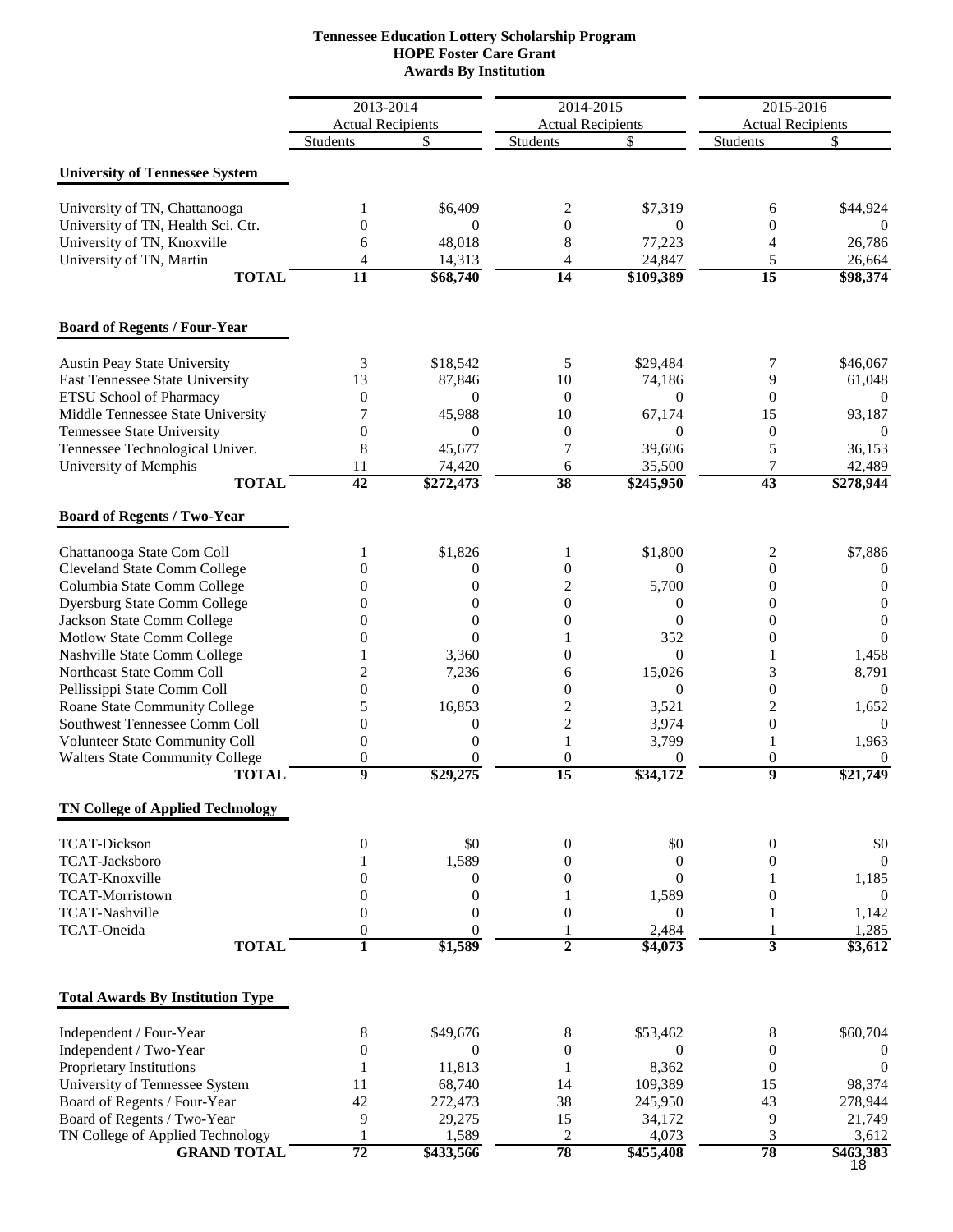**Tennessee Education Lottery Scholarship Program**
**HOPE Foster Care Grant**
**Awards By Institution**

| | 2013-2014 Actual Recipients | | 2014-2015 Actual Recipients | | 2015-2016 Actual Recipients | |
|---|---|---|---|---|---|---|
| | Students | $ | Students | $ | Students | $ |
| **University of Tennessee System** | | | | | | |
| University of TN, Chattanooga | 1 | $6,409 | 2 | $7,319 | 6 | $44,924 |
| University of TN, Health Sci. Ctr. | 0 | 0 | 0 | 0 | 0 | 0 |
| University of TN, Knoxville | 6 | 48,018 | 8 | 77,223 | 4 | 26,786 |
| University of TN, Martin | 4 | 14,313 | 4 | 24,847 | 5 | 26,664 |
| **TOTAL** | **11** | **$68,740** | **14** | **$109,389** | **15** | **$98,374** |
| **Board of Regents / Four-Year** | | | | | | |
| Austin Peay State University | 3 | $18,542 | 5 | $29,484 | 7 | $46,067 |
| East Tennessee State University | 13 | 87,846 | 10 | 74,186 | 9 | 61,048 |
| ETSU School of Pharmacy | 0 | 0 | 0 | 0 | 0 | 0 |
| Middle Tennessee State University | 7 | 45,988 | 10 | 67,174 | 15 | 93,187 |
| Tennessee State University | 0 | 0 | 0 | 0 | 0 | 0 |
| Tennessee Technological Univer. | 8 | 45,677 | 7 | 39,606 | 5 | 36,153 |
| University of Memphis | 11 | 74,420 | 6 | 35,500 | 7 | 42,489 |
| **TOTAL** | **42** | **$272,473** | **38** | **$245,950** | **43** | **$278,944** |
| **Board of Regents / Two-Year** | | | | | | |
| Chattanooga State Com Coll | 1 | $1,826 | 1 | $1,800 | 2 | $7,886 |
| Cleveland State Comm College | 0 | 0 | 0 | 0 | 0 | 0 |
| Columbia State Comm College | 0 | 0 | 2 | 5,700 | 0 | 0 |
| Dyersburg State Comm College | 0 | 0 | 0 | 0 | 0 | 0 |
| Jackson State Comm College | 0 | 0 | 0 | 0 | 0 | 0 |
| Motlow State Comm College | 0 | 0 | 1 | 352 | 0 | 0 |
| Nashville State Comm College | 1 | 3,360 | 0 | 0 | 1 | 1,458 |
| Northeast State Comm Coll | 2 | 7,236 | 6 | 15,026 | 3 | 8,791 |
| Pellissippi State Comm Coll | 0 | 0 | 0 | 0 | 0 | 0 |
| Roane State Community College | 5 | 16,853 | 2 | 3,521 | 2 | 1,652 |
| Southwest Tennessee Comm Coll | 0 | 0 | 2 | 3,974 | 0 | 0 |
| Volunteer State Community Coll | 0 | 0 | 1 | 3,799 | 1 | 1,963 |
| Walters State Community College | 0 | 0 | 0 | 0 | 0 | 0 |
| **TOTAL** | **9** | **$29,275** | **15** | **$34,172** | **9** | **$21,749** |
| **TN College of Applied Technology** | | | | | | |
| TCAT-Dickson | 0 | $0 | 0 | $0 | 0 | $0 |
| TCAT-Jacksboro | 1 | 1,589 | 0 | 0 | 0 | 0 |
| TCAT-Knoxville | 0 | 0 | 0 | 0 | 1 | 1,185 |
| TCAT-Morristown | 0 | 0 | 1 | 1,589 | 0 | 0 |
| TCAT-Nashville | 0 | 0 | 0 | 0 | 1 | 1,142 |
| TCAT-Oneida | 0 | 0 | 1 | 2,484 | 1 | 1,285 |
| **TOTAL** | **1** | **$1,589** | **2** | **$4,073** | **3** | **$3,612** |
| **Total Awards By Institution Type** | | | | | | |
| Independent / Four-Year | 8 | $49,676 | 8 | $53,462 | 8 | $60,704 |
| Independent / Two-Year | 0 | 0 | 0 | 0 | 0 | 0 |
| Proprietary Institutions | 1 | 11,813 | 1 | 8,362 | 0 | 0 |
| University of Tennessee System | 11 | 68,740 | 14 | 109,389 | 15 | 98,374 |
| Board of Regents / Four-Year | 42 | 272,473 | 38 | 245,950 | 43 | 278,944 |
| Board of Regents / Two-Year | 9 | 29,275 | 15 | 34,172 | 9 | 21,749 |
| TN College of Applied Technology | 1 | 1,589 | 2 | 4,073 | 3 | 3,612 |
| **GRAND TOTAL** | **72** | **$433,566** | **78** | **$455,408** | **78** | **$463,383** |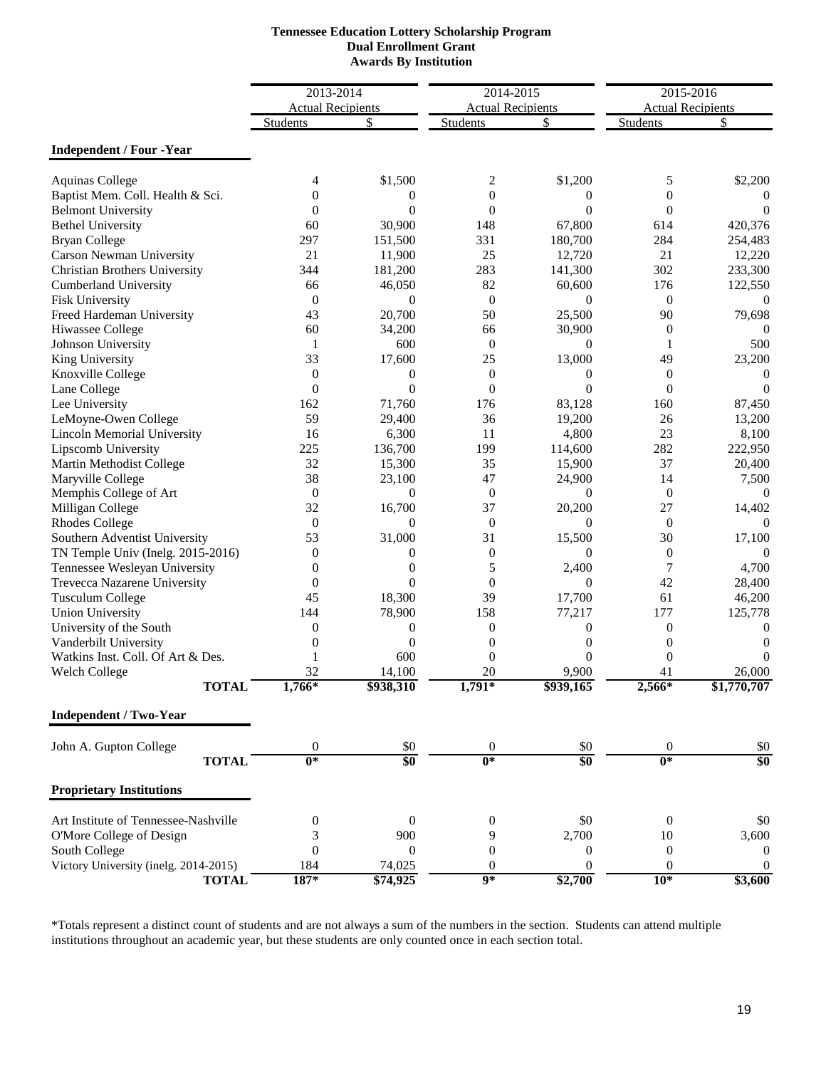**Tennessee Education Lottery Scholarship Program**
**Dual Enrollment Grant**
**Awards By Institution**

| | 2013-2014 | | 2014-2015 | | 2015-2016 | |
|---|---|---|---|---|---|---|
| | Actual Recipients | | Actual Recipients | | Actual Recipients | |
| | Students | $ | Students | $ | Students | $ |
| **Independent / Four -Year** | | | | | | |
| Aquinas College | 4 | $1,500 | 2 | $1,200 | 5 | $2,200 |
| Baptist Mem. Coll. Health & Sci. | 0 | 0 | 0 | 0 | 0 | 0 |
| Belmont University | 0 | 0 | 0 | 0 | 0 | 0 |
| Bethel University | 60 | 30,900 | 148 | 67,800 | 614 | 420,376 |
| Bryan College | 297 | 151,500 | 331 | 180,700 | 284 | 254,483 |
| Carson Newman University | 21 | 11,900 | 25 | 12,720 | 21 | 12,220 |
| Christian Brothers University | 344 | 181,200 | 283 | 141,300 | 302 | 233,300 |
| Cumberland University | 66 | 46,050 | 82 | 60,600 | 176 | 122,550 |
| Fisk University | 0 | 0 | 0 | 0 | 0 | 0 |
| Freed Hardeman University | 43 | 20,700 | 50 | 25,500 | 90 | 79,698 |
| Hiwassee College | 60 | 34,200 | 66 | 30,900 | 0 | 0 |
| Johnson University | 1 | 600 | 0 | 0 | 1 | 500 |
| King University | 33 | 17,600 | 25 | 13,000 | 49 | 23,200 |
| Knoxville College | 0 | 0 | 0 | 0 | 0 | 0 |
| Lane College | 0 | 0 | 0 | 0 | 0 | 0 |
| Lee University | 162 | 71,760 | 176 | 83,128 | 160 | 87,450 |
| LeMoyne-Owen College | 59 | 29,400 | 36 | 19,200 | 26 | 13,200 |
| Lincoln Memorial University | 16 | 6,300 | 11 | 4,800 | 23 | 8,100 |
| Lipscomb University | 225 | 136,700 | 199 | 114,600 | 282 | 222,950 |
| Martin Methodist College | 32 | 15,300 | 35 | 15,900 | 37 | 20,400 |
| Maryville College | 38 | 23,100 | 47 | 24,900 | 14 | 7,500 |
| Memphis College of Art | 0 | 0 | 0 | 0 | 0 | 0 |
| Milligan College | 32 | 16,700 | 37 | 20,200 | 27 | 14,402 |
| Rhodes College | 0 | 0 | 0 | 0 | 0 | 0 |
| Southern Adventist University | 53 | 31,000 | 31 | 15,500 | 30 | 17,100 |
| TN Temple Univ (Inelg. 2015-2016) | 0 | 0 | 0 | 0 | 0 | 0 |
| Tennessee Wesleyan University | 0 | 0 | 5 | 2,400 | 7 | 4,700 |
| Trevecca Nazarene University | 0 | 0 | 0 | 0 | 42 | 28,400 |
| Tusculum College | 45 | 18,300 | 39 | 17,700 | 61 | 46,200 |
| Union University | 144 | 78,900 | 158 | 77,217 | 177 | 125,778 |
| University of the South | 0 | 0 | 0 | 0 | 0 | 0 |
| Vanderbilt University | 0 | 0 | 0 | 0 | 0 | 0 |
| Watkins Inst. Coll. Of Art & Des. | 1 | 600 | 0 | 0 | 0 | 0 |
| Welch College | 32 | 14,100 | 20 | 9,900 | 41 | 26,000 |
| **TOTAL** | **1,766*** | **$938,310** | **1,791*** | **$939,165** | **2,566*** | **$1,770,707** |
| **Independent / Two-Year** | | | | | | |
| John A. Gupton College | 0 | $0 | 0 | $0 | 0 | $0 |
| **TOTAL** | **0*** | **$0** | **0*** | **$0** | **0*** | **$0** |
| **Proprietary Institutions** | | | | | | |
| Art Institute of Tennessee-Nashville | 0 | 0 | 0 | $0 | 0 | $0 |
| O'More College of Design | 3 | 900 | 9 | 2,700 | 10 | 3,600 |
| South College | 0 | 0 | 0 | 0 | 0 | 0 |
| Victory University (inelg. 2014-2015) | 184 | 74,025 | 0 | 0 | 0 | 0 |
| **TOTAL** | **187*** | **$74,925** | **9*** | **$2,700** | **10*** | **$3,600** |

*Totals represent a distinct count of students and are not always a sum of the numbers in the section. Students can attend multiple institutions throughout an academic year, but these students are only counted once in each section total.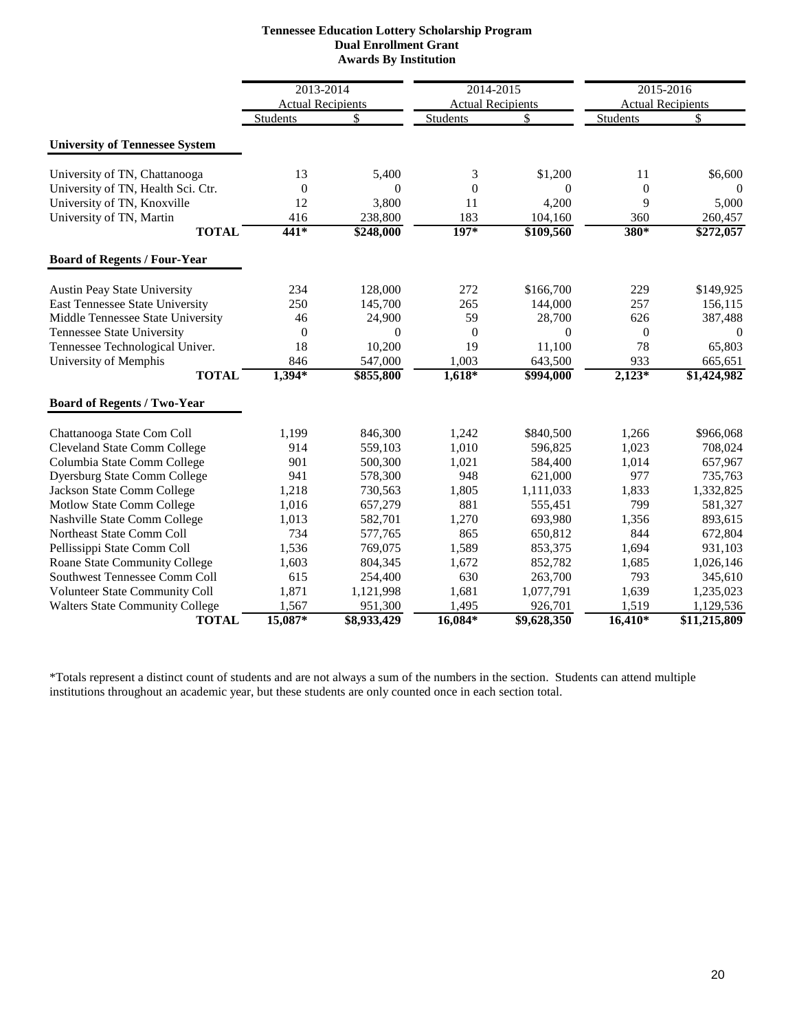**Tennessee Education Lottery Scholarship Program**
**Dual Enrollment Grant**
**Awards By Institution**

| | 2013-2014 Actual Recipients | | 2014-2015 Actual Recipients | | 2015-2016 Actual Recipients | |
|---|---|---|---|---|---|---|
| | Students | $ | Students | $ | Students | $ |
| **University of Tennessee System** | | | | | | |
| University of TN, Chattanooga | 13 | 5,400 | 3 | $1,200 | 11 | $6,600 |
| University of TN, Health Sci. Ctr. | 0 | 0 | 0 | 0 | 0 | 0 |
| University of TN, Knoxville | 12 | 3,800 | 11 | 4,200 | 9 | 5,000 |
| University of TN, Martin | 416 | 238,800 | 183 | 104,160 | 360 | 260,457 |
| **TOTAL** | **441*** | **$248,000** | **197*** | **$109,560** | **380*** | **$272,057** |
| **Board of Regents / Four-Year** | | | | | | |
| Austin Peay State University | 234 | 128,000 | 272 | $166,700 | 229 | $149,925 |
| East Tennessee State University | 250 | 145,700 | 265 | 144,000 | 257 | 156,115 |
| Middle Tennessee State University | 46 | 24,900 | 59 | 28,700 | 626 | 387,488 |
| Tennessee State University | 0 | 0 | 0 | 0 | 0 | 0 |
| Tennessee Technological Univer. | 18 | 10,200 | 19 | 11,100 | 78 | 65,803 |
| University of Memphis | 846 | 547,000 | 1,003 | 643,500 | 933 | 665,651 |
| **TOTAL** | **1,394*** | **$855,800** | **1,618*** | **$994,000** | **2,123*** | **$1,424,982** |
| **Board of Regents / Two-Year** | | | | | | |
| Chattanooga State Com Coll | 1,199 | 846,300 | 1,242 | $840,500 | 1,266 | $966,068 |
| Cleveland State Comm College | 914 | 559,103 | 1,010 | 596,825 | 1,023 | 708,024 |
| Columbia State Comm College | 901 | 500,300 | 1,021 | 584,400 | 1,014 | 657,967 |
| Dyersburg State Comm College | 941 | 578,300 | 948 | 621,000 | 977 | 735,763 |
| Jackson State Comm College | 1,218 | 730,563 | 1,805 | 1,111,033 | 1,833 | 1,332,825 |
| Motlow State Comm College | 1,016 | 657,279 | 881 | 555,451 | 799 | 581,327 |
| Nashville State Comm College | 1,013 | 582,701 | 1,270 | 693,980 | 1,356 | 893,615 |
| Northeast State Comm Coll | 734 | 577,765 | 865 | 650,812 | 844 | 672,804 |
| Pellissippi State Comm Coll | 1,536 | 769,075 | 1,589 | 853,375 | 1,694 | 931,103 |
| Roane State Community College | 1,603 | 804,345 | 1,672 | 852,782 | 1,685 | 1,026,146 |
| Southwest Tennessee Comm Coll | 615 | 254,400 | 630 | 263,700 | 793 | 345,610 |
| Volunteer State Community Coll | 1,871 | 1,121,998 | 1,681 | 1,077,791 | 1,639 | 1,235,023 |
| Walters State Community College | 1,567 | 951,300 | 1,495 | 926,701 | 1,519 | 1,129,536 |
| **TOTAL** | **15,087*** | **$8,933,429** | **16,084*** | **$9,628,350** | **16,410*** | **$11,215,809** |

*Totals represent a distinct count of students and are not always a sum of the numbers in the section. Students can attend multiple institutions throughout an academic year, but these students are only counted once in each section total.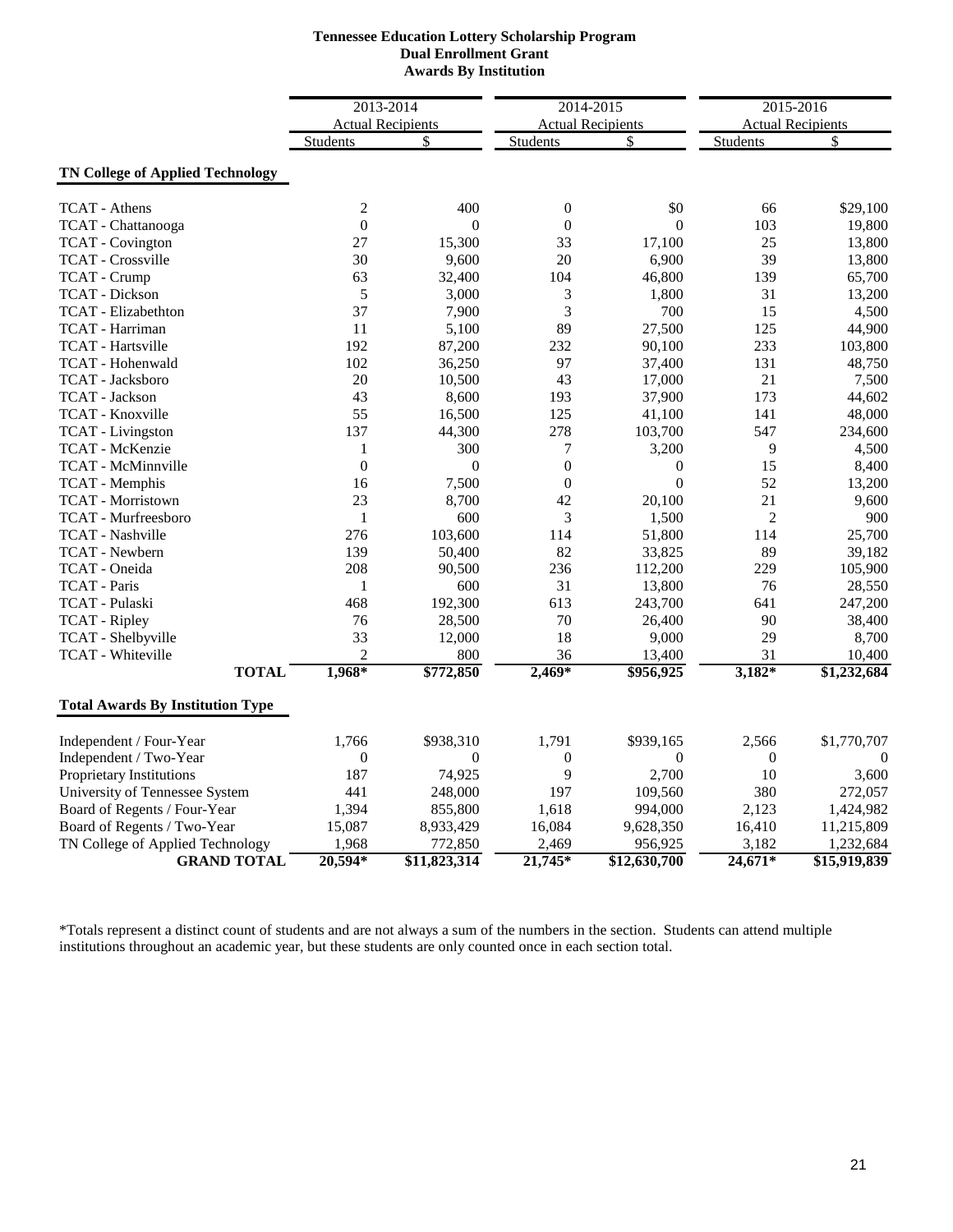**Tennessee Education Lottery Scholarship Program**
**Dual Enrollment Grant**
**Awards By Institution**

| | 2013-2014 Actual Recipients | | 2014-2015 Actual Recipients | | 2015-2016 Actual Recipients | |
|---|---|---|---|---|---|---|
| | Students | $ | Students | $ | Students | $ |
| **TN College of Applied Technology** | | | | | | |
| TCAT - Athens | 2 | 400 | 0 | $0 | 66 | $29,100 |
| TCAT - Chattanooga | 0 | 0 | 0 | 0 | 103 | 19,800 |
| TCAT - Covington | 27 | 15,300 | 33 | 17,100 | 25 | 13,800 |
| TCAT - Crossville | 30 | 9,600 | 20 | 6,900 | 39 | 13,800 |
| TCAT - Crump | 63 | 32,400 | 104 | 46,800 | 139 | 65,700 |
| TCAT - Dickson | 5 | 3,000 | 3 | 1,800 | 31 | 13,200 |
| TCAT - Elizabethton | 37 | 7,900 | 3 | 700 | 15 | 4,500 |
| TCAT - Harriman | 11 | 5,100 | 89 | 27,500 | 125 | 44,900 |
| TCAT - Hartsville | 192 | 87,200 | 232 | 90,100 | 233 | 103,800 |
| TCAT - Hohenwald | 102 | 36,250 | 97 | 37,400 | 131 | 48,750 |
| TCAT - Jacksboro | 20 | 10,500 | 43 | 17,000 | 21 | 7,500 |
| TCAT - Jackson | 43 | 8,600 | 193 | 37,900 | 173 | 44,602 |
| TCAT - Knoxville | 55 | 16,500 | 125 | 41,100 | 141 | 48,000 |
| TCAT - Livingston | 137 | 44,300 | 278 | 103,700 | 547 | 234,600 |
| TCAT - McKenzie | 1 | 300 | 7 | 3,200 | 9 | 4,500 |
| TCAT - McMinnville | 0 | 0 | 0 | 0 | 15 | 8,400 |
| TCAT - Memphis | 16 | 7,500 | 0 | 0 | 52 | 13,200 |
| TCAT - Morristown | 23 | 8,700 | 42 | 20,100 | 21 | 9,600 |
| TCAT - Murfreesboro | 1 | 600 | 3 | 1,500 | 2 | 900 |
| TCAT - Nashville | 276 | 103,600 | 114 | 51,800 | 114 | 25,700 |
| TCAT - Newbern | 139 | 50,400 | 82 | 33,825 | 89 | 39,182 |
| TCAT - Oneida | 208 | 90,500 | 236 | 112,200 | 229 | 105,900 |
| TCAT - Paris | 1 | 600 | 31 | 13,800 | 76 | 28,550 |
| TCAT - Pulaski | 468 | 192,300 | 613 | 243,700 | 641 | 247,200 |
| TCAT - Ripley | 76 | 28,500 | 70 | 26,400 | 90 | 38,400 |
| TCAT - Shelbyville | 33 | 12,000 | 18 | 9,000 | 29 | 8,700 |
| TCAT - Whiteville | 2 | 800 | 36 | 13,400 | 31 | 10,400 |
| **TOTAL** | **1,968*** | **$772,850** | **2,469*** | **$956,925** | **3,182*** | **$1,232,684** |
| **Total Awards By Institution Type** | | | | | | |
| Independent / Four-Year | 1,766 | $938,310 | 1,791 | $939,165 | 2,566 | $1,770,707 |
| Independent / Two-Year | 0 | 0 | 0 | 0 | 0 | 0 |
| Proprietary Institutions | 187 | 74,925 | 9 | 2,700 | 10 | 3,600 |
| University of Tennessee System | 441 | 248,000 | 197 | 109,560 | 380 | 272,057 |
| Board of Regents / Four-Year | 1,394 | 855,800 | 1,618 | 994,000 | 2,123 | 1,424,982 |
| Board of Regents / Two-Year | 15,087 | 8,933,429 | 16,084 | 9,628,350 | 16,410 | 11,215,809 |
| TN College of Applied Technology | 1,968 | 772,850 | 2,469 | 956,925 | 3,182 | 1,232,684 |
| **GRAND TOTAL** | **20,594*** | **$11,823,314** | **21,745*** | **$12,630,700** | **24,671*** | **$15,919,839** |

*Totals represent a distinct count of students and are not always a sum of the numbers in the section. Students can attend multiple institutions throughout an academic year, but these students are only counted once in each section total.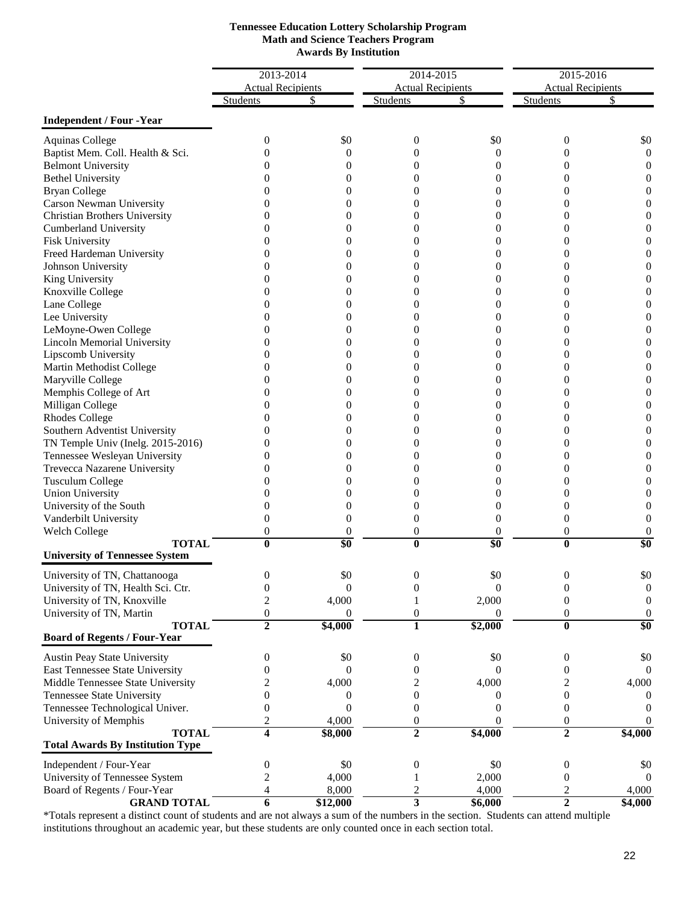**Tennessee Education Lottery Scholarship Program**
**Math and Science Teachers Program**
**Awards By Institution**

| | 2013-2014 Actual Recipients | | 2014-2015 Actual Recipients | | 2015-2016 Actual Recipients | |
|---|---|---|---|---|---|---|
| | Students | $ | Students | $ | Students | $ |
| **Independent / Four -Year** | | | | | | |
| Aquinas College | 0 | $0 | 0 | $0 | 0 | $0 |
| Baptist Mem. Coll. Health & Sci. | 0 | 0 | 0 | 0 | 0 | 0 |
| Belmont University | 0 | 0 | 0 | 0 | 0 | 0 |
| Bethel University | 0 | 0 | 0 | 0 | 0 | 0 |
| Bryan College | 0 | 0 | 0 | 0 | 0 | 0 |
| Carson Newman University | 0 | 0 | 0 | 0 | 0 | 0 |
| Christian Brothers University | 0 | 0 | 0 | 0 | 0 | 0 |
| Cumberland University | 0 | 0 | 0 | 0 | 0 | 0 |
| Fisk University | 0 | 0 | 0 | 0 | 0 | 0 |
| Freed Hardeman University | 0 | 0 | 0 | 0 | 0 | 0 |
| Johnson University | 0 | 0 | 0 | 0 | 0 | 0 |
| King University | 0 | 0 | 0 | 0 | 0 | 0 |
| Knoxville College | 0 | 0 | 0 | 0 | 0 | 0 |
| Lane College | 0 | 0 | 0 | 0 | 0 | 0 |
| Lee University | 0 | 0 | 0 | 0 | 0 | 0 |
| LeMoyne-Owen College | 0 | 0 | 0 | 0 | 0 | 0 |
| Lincoln Memorial University | 0 | 0 | 0 | 0 | 0 | 0 |
| Lipscomb University | 0 | 0 | 0 | 0 | 0 | 0 |
| Martin Methodist College | 0 | 0 | 0 | 0 | 0 | 0 |
| Maryville College | 0 | 0 | 0 | 0 | 0 | 0 |
| Memphis College of Art | 0 | 0 | 0 | 0 | 0 | 0 |
| Milligan College | 0 | 0 | 0 | 0 | 0 | 0 |
| Rhodes College | 0 | 0 | 0 | 0 | 0 | 0 |
| Southern Adventist University | 0 | 0 | 0 | 0 | 0 | 0 |
| TN Temple Univ (Inelg. 2015-2016) | 0 | 0 | 0 | 0 | 0 | 0 |
| Tennessee Wesleyan University | 0 | 0 | 0 | 0 | 0 | 0 |
| Trevecca Nazarene University | 0 | 0 | 0 | 0 | 0 | 0 |
| Tusculum College | 0 | 0 | 0 | 0 | 0 | 0 |
| Union University | 0 | 0 | 0 | 0 | 0 | 0 |
| University of the South | 0 | 0 | 0 | 0 | 0 | 0 |
| Vanderbilt University | 0 | 0 | 0 | 0 | 0 | 0 |
| Welch College | 0 | 0 | 0 | 0 | 0 | 0 |
| **TOTAL** | **0** | **$0** | **0** | **$0** | **0** | **$0** |
| **University of Tennessee System** | | | | | | |
| University of TN, Chattanooga | 0 | $0 | 0 | $0 | 0 | $0 |
| University of TN, Health Sci. Ctr. | 0 | 0 | 0 | 0 | 0 | 0 |
| University of TN, Knoxville | 2 | 4,000 | 1 | 2,000 | 0 | 0 |
| University of TN, Martin | 0 | 0 | 0 | 0 | 0 | 0 |
| **TOTAL** | **2** | **$4,000** | **1** | **$2,000** | **0** | **$0** |
| **Board of Regents / Four-Year** | | | | | | |
| Austin Peay State University | 0 | $0 | 0 | $0 | 0 | $0 |
| East Tennessee State University | 0 | 0 | 0 | 0 | 0 | 0 |
| Middle Tennessee State University | 2 | 4,000 | 2 | 4,000 | 2 | 4,000 |
| Tennessee State University | 0 | 0 | 0 | 0 | 0 | 0 |
| Tennessee Technological Univer. | 0 | 0 | 0 | 0 | 0 | 0 |
| University of Memphis | 2 | 4,000 | 0 | 0 | 0 | 0 |
| **TOTAL** | **4** | **$8,000** | **2** | **$4,000** | **2** | **$4,000** |
| **Total Awards By Institution Type** | | | | | | |
| Independent / Four-Year | 0 | $0 | 0 | $0 | 0 | $0 |
| University of Tennessee System | 2 | 4,000 | 1 | 2,000 | 0 | 0 |
| Board of Regents / Four-Year | 4 | 8,000 | 2 | 4,000 | 2 | 4,000 |
| **GRAND TOTAL** | **6** | **$12,000** | **3** | **$6,000** | **2** | **$4,000** |

*Totals represent a distinct count of students and are not always a sum of the numbers in the section. Students can attend multiple institutions throughout an academic year, but these students are only counted once in each section total.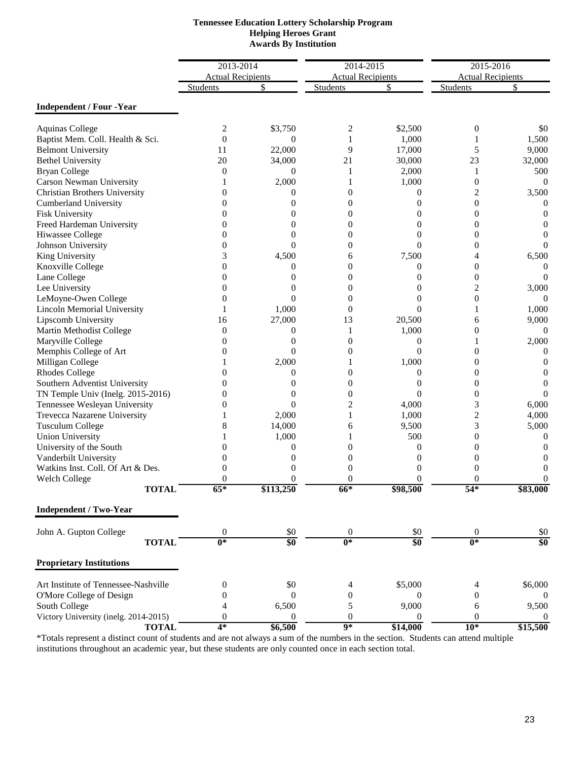**Tennessee Education Lottery Scholarship Program**
**Helping Heroes Grant**
**Awards By Institution**

| | 2013-2014 Actual Recipients | | 2014-2015 Actual Recipients | | 2015-2016 Actual Recipients | |
|---|---|---|---|---|---|---|
| | Students | $ | Students | $ | Students | $ |
| **Independent / Four -Year** | | | | | | |
| Aquinas College | 2 | $3,750 | 2 | $2,500 | 0 | $0 |
| Baptist Mem. Coll. Health & Sci. | 0 | 0 | 1 | 1,000 | 1 | 1,500 |
| Belmont University | 11 | 22,000 | 9 | 17,000 | 5 | 9,000 |
| Bethel University | 20 | 34,000 | 21 | 30,000 | 23 | 32,000 |
| Bryan College | 0 | 0 | 1 | 2,000 | 1 | 500 |
| Carson Newman University | 1 | 2,000 | 1 | 1,000 | 0 | 0 |
| Christian Brothers University | 0 | 0 | 0 | 0 | 2 | 3,500 |
| Cumberland University | 0 | 0 | 0 | 0 | 0 | 0 |
| Fisk University | 0 | 0 | 0 | 0 | 0 | 0 |
| Freed Hardeman University | 0 | 0 | 0 | 0 | 0 | 0 |
| Hiwassee College | 0 | 0 | 0 | 0 | 0 | 0 |
| Johnson University | 0 | 0 | 0 | 0 | 0 | 0 |
| King University | 3 | 4,500 | 6 | 7,500 | 4 | 6,500 |
| Knoxville College | 0 | 0 | 0 | 0 | 0 | 0 |
| Lane College | 0 | 0 | 0 | 0 | 0 | 0 |
| Lee University | 0 | 0 | 0 | 0 | 2 | 3,000 |
| LeMoyne-Owen College | 0 | 0 | 0 | 0 | 0 | 0 |
| Lincoln Memorial University | 1 | 1,000 | 0 | 0 | 1 | 1,000 |
| Lipscomb University | 16 | 27,000 | 13 | 20,500 | 6 | 9,000 |
| Martin Methodist College | 0 | 0 | 1 | 1,000 | 0 | 0 |
| Maryville College | 0 | 0 | 0 | 0 | 1 | 2,000 |
| Memphis College of Art | 0 | 0 | 0 | 0 | 0 | 0 |
| Milligan College | 1 | 2,000 | 1 | 1,000 | 0 | 0 |
| Rhodes College | 0 | 0 | 0 | 0 | 0 | 0 |
| Southern Adventist University | 0 | 0 | 0 | 0 | 0 | 0 |
| TN Temple Univ (Inelg. 2015-2016) | 0 | 0 | 0 | 0 | 0 | 0 |
| Tennessee Wesleyan University | 0 | 0 | 2 | 4,000 | 3 | 6,000 |
| Trevecca Nazarene University | 1 | 2,000 | 1 | 1,000 | 2 | 4,000 |
| Tusculum College | 8 | 14,000 | 6 | 9,500 | 3 | 5,000 |
| Union University | 1 | 1,000 | 1 | 500 | 0 | 0 |
| University of the South | 0 | 0 | 0 | 0 | 0 | 0 |
| Vanderbilt University | 0 | 0 | 0 | 0 | 0 | 0 |
| Watkins Inst. Coll. Of Art & Des. | 0 | 0 | 0 | 0 | 0 | 0 |
| Welch College | 0 | 0 | 0 | 0 | 0 | 0 |
| **TOTAL** | **65*** | **$113,250** | **66*** | **$98,500** | **54*** | **$83,000** |
| **Independent / Two-Year** | | | | | | |
| John A. Gupton College | 0 | $0 | 0 | $0 | 0 | $0 |
| **TOTAL** | **0*** | **$0** | **0*** | **$0** | **0*** | **$0** |
| **Proprietary Institutions** | | | | | | |
| Art Institute of Tennessee-Nashville | 0 | $0 | 4 | $5,000 | 4 | $6,000 |
| O'More College of Design | 0 | 0 | 0 | 0 | 0 | 0 |
| South College | 4 | 6,500 | 5 | 9,000 | 6 | 9,500 |
| Victory University (inelg. 2014-2015) | 0 | 0 | 0 | 0 | 0 | 0 |
| **TOTAL** | **4*** | **$6,500** | **9*** | **$14,000** | **10*** | **$15,500** |

*Totals represent a distinct count of students and are not always a sum of the numbers in the section. Students can attend multiple institutions throughout an academic year, but these students are only counted once in each section total.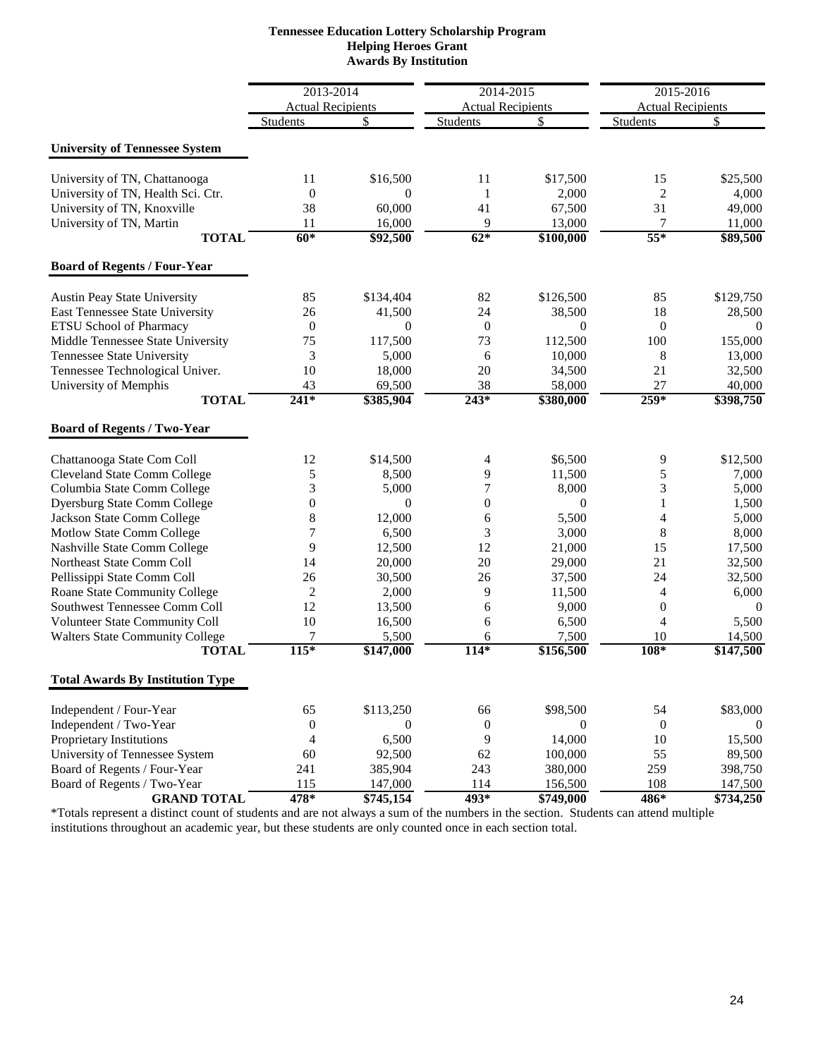# Tennessee Education Lottery Scholarship Program
## Helping Heroes Grant
### Awards By Institution

| | 2013-2014 | | 2014-2015 | | 2015-2016 | |
|---|---|---|---|---|---|---|
| | Actual Recipients | | Actual Recipients | | Actual Recipients | |
| | Students | $ | Students | $ | Students | $ |
| **University of Tennessee System** | | | | | | |
| University of TN, Chattanooga | 11 | $16,500 | 11 | $17,500 | 15 | $25,500 |
| University of TN, Health Sci. Ctr. | 0 | 0 | 1 | 2,000 | 2 | 4,000 |
| University of TN, Knoxville | 38 | 60,000 | 41 | 67,500 | 31 | 49,000 |
| University of TN, Martin | 11 | 16,000 | 9 | 13,000 | 7 | 11,000 |
| **TOTAL** | **60*** | **$92,500** | **62*** | **$100,000** | **55*** | **$89,500** |
| **Board of Regents / Four-Year** | | | | | | |
| Austin Peay State University | 85 | $134,404 | 82 | $126,500 | 85 | $129,750 |
| East Tennessee State University | 26 | 41,500 | 24 | 38,500 | 18 | 28,500 |
| ETSU School of Pharmacy | 0 | 0 | 0 | 0 | 0 | 0 |
| Middle Tennessee State University | 75 | 117,500 | 73 | 112,500 | 100 | 155,000 |
| Tennessee State University | 3 | 5,000 | 6 | 10,000 | 8 | 13,000 |
| Tennessee Technological Univer. | 10 | 18,000 | 20 | 34,500 | 21 | 32,500 |
| University of Memphis | 43 | 69,500 | 38 | 58,000 | 27 | 40,000 |
| **TOTAL** | **241*** | **$385,904** | **243*** | **$380,000** | **259*** | **$398,750** |
| **Board of Regents / Two-Year** | | | | | | |
| Chattanooga State Com Coll | 12 | $14,500 | 4 | $6,500 | 9 | $12,500 |
| Cleveland State Comm College | 5 | 8,500 | 9 | 11,500 | 5 | 7,000 |
| Columbia State Comm College | 3 | 5,000 | 7 | 8,000 | 3 | 5,000 |
| Dyersburg State Comm College | 0 | 0 | 0 | 0 | 1 | 1,500 |
| Jackson State Comm College | 8 | 12,000 | 6 | 5,500 | 4 | 5,000 |
| Motlow State Comm College | 7 | 6,500 | 3 | 3,000 | 8 | 8,000 |
| Nashville State Comm College | 9 | 12,500 | 12 | 21,000 | 15 | 17,500 |
| Northeast State Comm Coll | 14 | 20,000 | 20 | 29,000 | 21 | 32,500 |
| Pellissippi State Comm Coll | 26 | 30,500 | 26 | 37,500 | 24 | 32,500 |
| Roane State Community College | 2 | 2,000 | 9 | 11,500 | 4 | 6,000 |
| Southwest Tennessee Comm Coll | 12 | 13,500 | 6 | 9,000 | 0 | 0 |
| Volunteer State Community Coll | 10 | 16,500 | 6 | 6,500 | 4 | 5,500 |
| Walters State Community College | 7 | 5,500 | 6 | 7,500 | 10 | 14,500 |
| **TOTAL** | **115*** | **$147,000** | **114*** | **$156,500** | **108*** | **$147,500** |
| **Total Awards By Institution Type** | | | | | | |
| Independent / Four-Year | 65 | $113,250 | 66 | $98,500 | 54 | $83,000 |
| Independent / Two-Year | 0 | 0 | 0 | 0 | 0 | 0 |
| Proprietary Institutions | 4 | 6,500 | 9 | 14,000 | 10 | 15,500 |
| University of Tennessee System | 60 | 92,500 | 62 | 100,000 | 55 | 89,500 |
| Board of Regents / Four-Year | 241 | 385,904 | 243 | 380,000 | 259 | 398,750 |
| Board of Regents / Two-Year | 115 | 147,000 | 114 | 156,500 | 108 | 147,500 |
| **GRAND TOTAL** | **478*** | **$745,154** | **493*** | **$749,000** | **486*** | **$734,250** |

*Totals represent a distinct count of students and are not always a sum of the numbers in the section. Students can attend multiple institutions throughout an academic year, but these students are only counted once in each section total.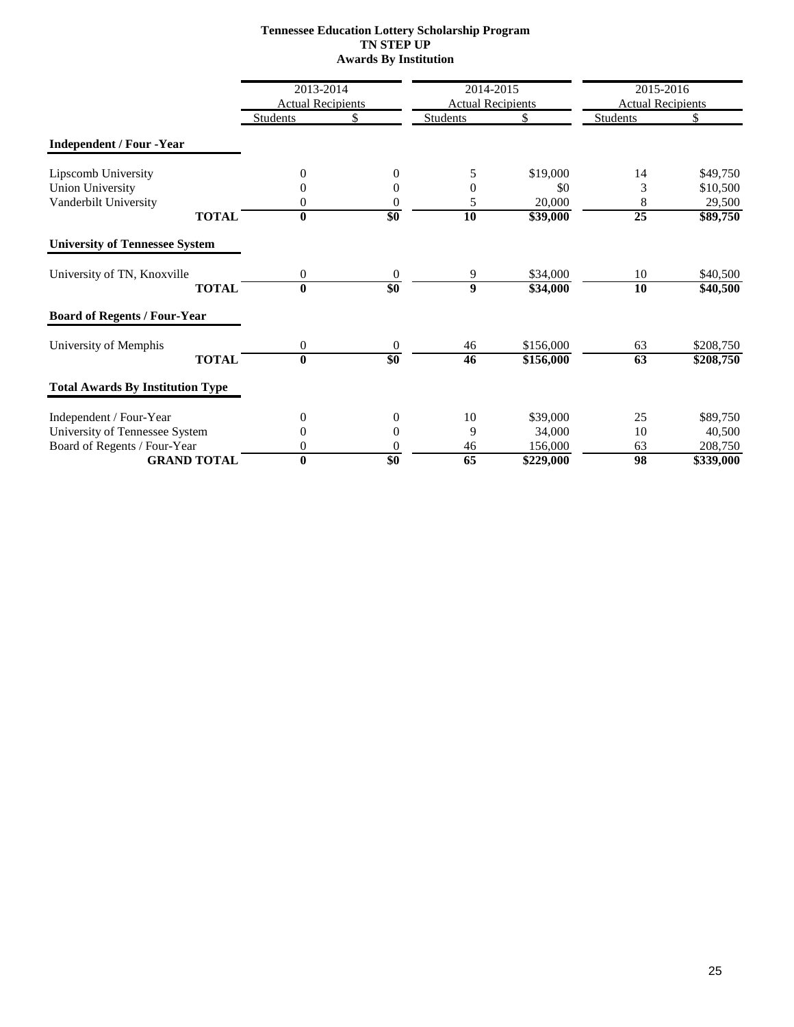**Tennessee Education Lottery Scholarship Program**
**TN STEP UP**
**Awards By Institution**

| | 2013-2014 Actual Recipients | | 2014-2015 Actual Recipients | | 2015-2016 Actual Recipients | |
|---|---|---|---|---|---|---|
| | Students | $ | Students | $ | Students | $ |
| **Independent / Four -Year** | | | | | | |
| Lipscomb University | 0 | 0 | 5 | $19,000 | 14 | $49,750 |
| Union University | 0 | 0 | 0 | $0 | 3 | $10,500 |
| Vanderbilt University | 0 | 0 | 5 | 20,000 | 8 | 29,500 |
| **TOTAL** | **0** | **$0** | **10** | **$39,000** | **25** | **$89,750** |
| **University of Tennessee System** | | | | | | |
| University of TN, Knoxville | 0 | 0 | 9 | $34,000 | 10 | $40,500 |
| **TOTAL** | **0** | **$0** | **9** | **$34,000** | **10** | **$40,500** |
| **Board of Regents / Four-Year** | | | | | | |
| University of Memphis | 0 | 0 | 46 | $156,000 | 63 | $208,750 |
| **TOTAL** | **0** | **$0** | **46** | **$156,000** | **63** | **$208,750** |
| **Total Awards By Institution Type** | | | | | | |
| Independent / Four-Year | 0 | 0 | 10 | $39,000 | 25 | $89,750 |
| University of Tennessee System | 0 | 0 | 9 | 34,000 | 10 | 40,500 |
| Board of Regents / Four-Year | 0 | 0 | 46 | 156,000 | 63 | 208,750 |
| **GRAND TOTAL** | **0** | **$0** | **65** | **$229,000** | **98** | **$339,000** |